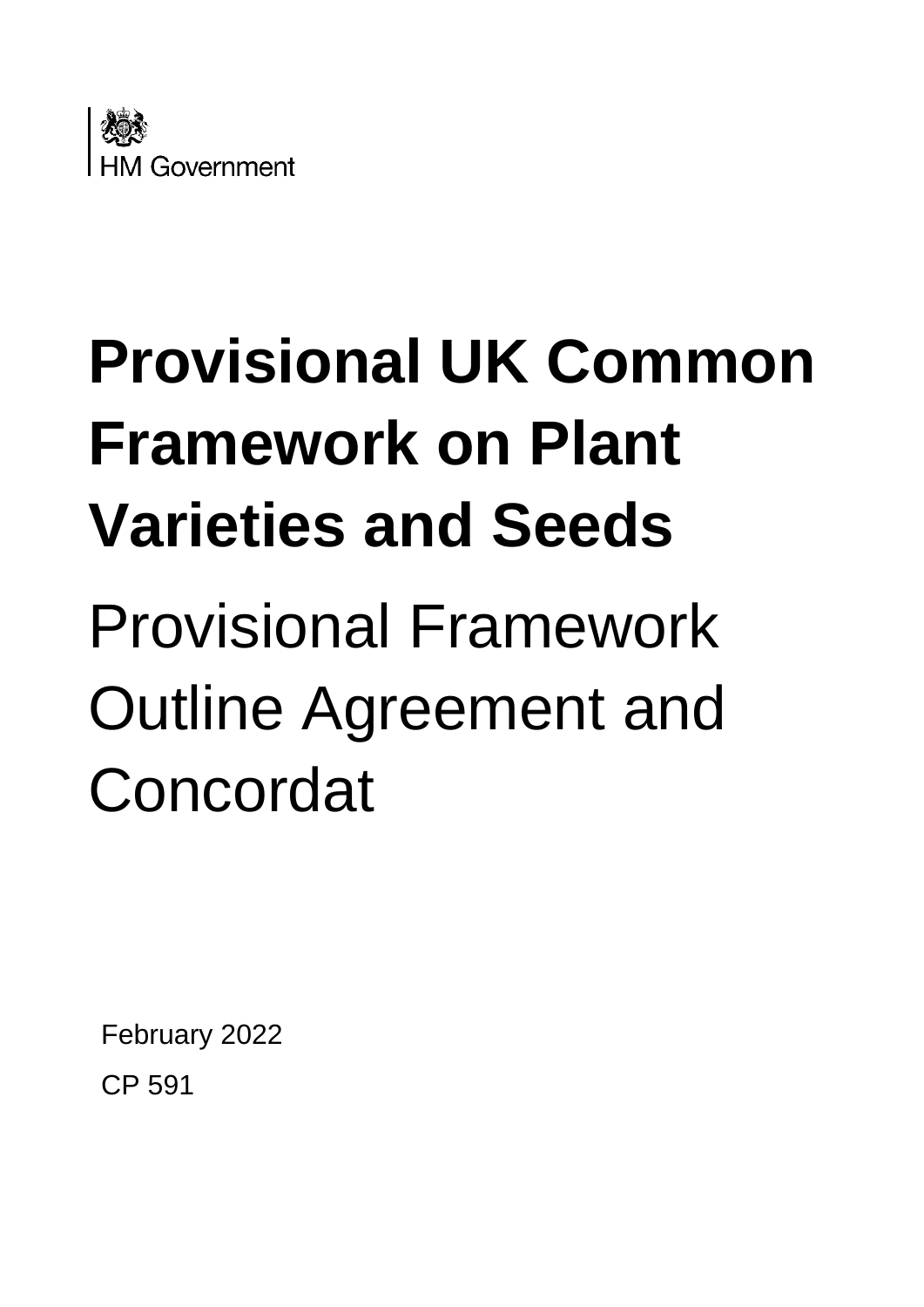HM Government

# Provisional UK Common Framework on Plant Varieties and Seeds

## Provisional Framework Outline Agreement and Concordat

February 2022

CP 591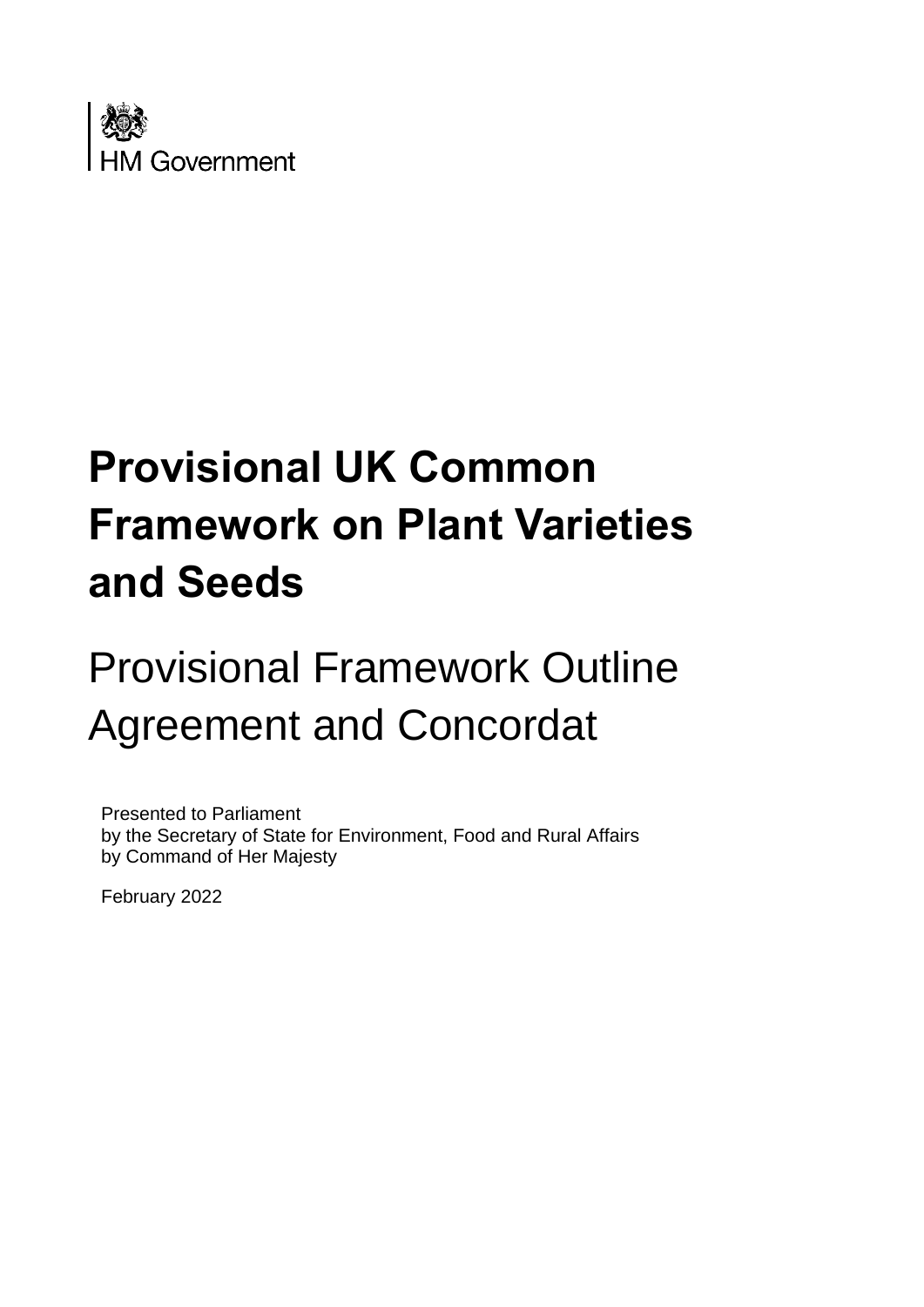HM Government

# Provisional UK Common Framework on Plant Varieties and Seeds

## Provisional Framework Outline Agreement and Concordat

Presented to Parliament
by the Secretary of State for Environment, Food and Rural Affairs
by Command of Her Majesty

February 2022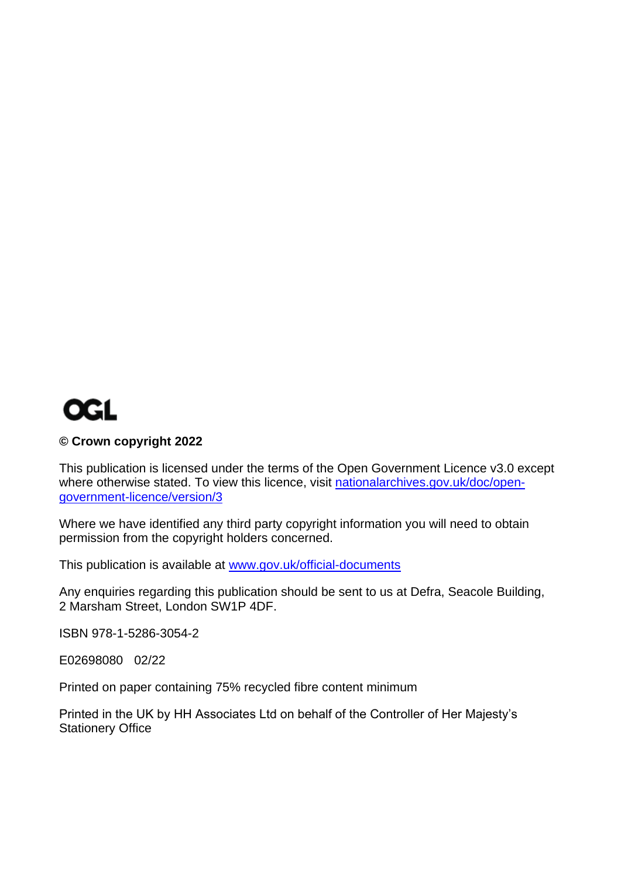OGL

**© Crown copyright 2022**

This publication is licensed under the terms of the Open Government Licence v3.0 except where otherwise stated. To view this licence, visit [nationalarchives.gov.uk/doc/open-government-licence/version/3](nationalarchives.gov.uk/doc/open-government-licence/version/3)

Where we have identified any third party copyright information you will need to obtain permission from the copyright holders concerned.

This publication is available at [www.gov.uk/official-documents](www.gov.uk/official-documents)

Any enquiries regarding this publication should be sent to us at Defra, Seacole Building, 2 Marsham Street, London SW1P 4DF.

ISBN 978-1-5286-3054-2

E02698080 02/22

Printed on paper containing 75% recycled fibre content minimum

Printed in the UK by HH Associates Ltd on behalf of the Controller of Her Majesty's Stationery Office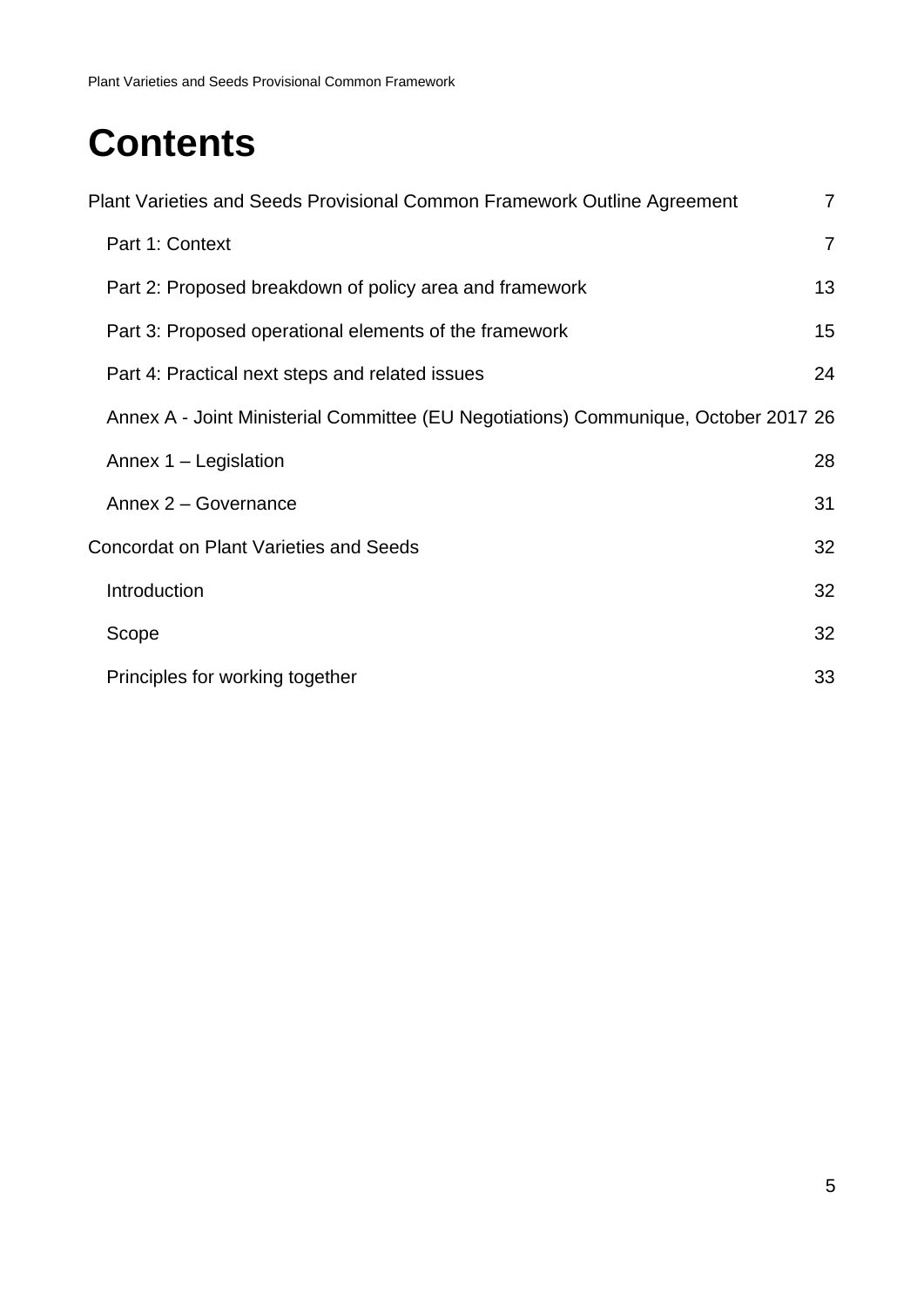# Contents

Plant Varieties and Seeds Provisional Common Framework Outline Agreement 7

- Part 1: Context 7
- Part 2: Proposed breakdown of policy area and framework 13
- Part 3: Proposed operational elements of the framework 15
- Part 4: Practical next steps and related issues 24
- Annex A - Joint Ministerial Committee (EU Negotiations) Communique, October 2017 26
- Annex 1 – Legislation 28
- Annex 2 – Governance 31

Concordat on Plant Varieties and Seeds 32

- Introduction 32
- Scope 32
- Principles for working together 33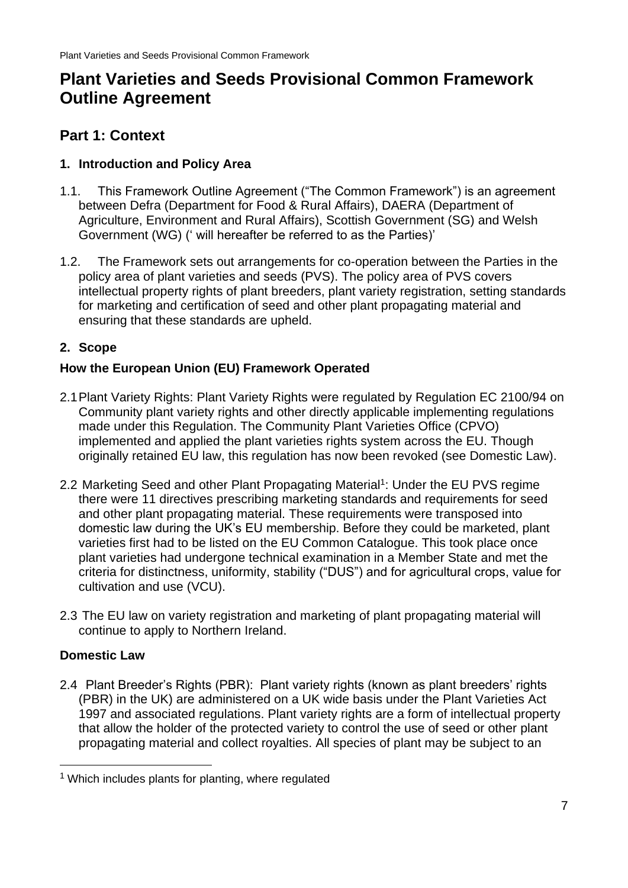# Plant Varieties and Seeds Provisional Common Framework Outline Agreement

## Part 1: Context

### 1. Introduction and Policy Area

1.1. This Framework Outline Agreement ("The Common Framework") is an agreement between Defra (Department for Food & Rural Affairs), DAERA (Department of Agriculture, Environment and Rural Affairs), Scottish Government (SG) and Welsh Government (WG) (' will hereafter be referred to as the Parties)'

1.2. The Framework sets out arrangements for co-operation between the Parties in the policy area of plant varieties and seeds (PVS). The policy area of PVS covers intellectual property rights of plant breeders, plant variety registration, setting standards for marketing and certification of seed and other plant propagating material and ensuring that these standards are upheld.

### 2. Scope

#### How the European Union (EU) Framework Operated

2.1 Plant Variety Rights: Plant Variety Rights were regulated by Regulation EC 2100/94 on Community plant variety rights and other directly applicable implementing regulations made under this Regulation. The Community Plant Varieties Office (CPVO) implemented and applied the plant varieties rights system across the EU. Though originally retained EU law, this regulation has now been revoked (see Domestic Law).

2.2 Marketing Seed and other Plant Propagating Material[1]: Under the EU PVS regime there were 11 directives prescribing marketing standards and requirements for seed and other plant propagating material. These requirements were transposed into domestic law during the UK's EU membership. Before they could be marketed, plant varieties first had to be listed on the EU Common Catalogue. This took place once plant varieties had undergone technical examination in a Member State and met the criteria for distinctness, uniformity, stability ("DUS") and for agricultural crops, value for cultivation and use (VCU).

2.3 The EU law on variety registration and marketing of plant propagating material will continue to apply to Northern Ireland.

#### Domestic Law

2.4 Plant Breeder's Rights (PBR): Plant variety rights (known as plant breeders' rights (PBR) in the UK) are administered on a UK wide basis under the Plant Varieties Act 1997 and associated regulations. Plant variety rights are a form of intellectual property that allow the holder of the protected variety to control the use of seed or other plant propagating material and collect royalties. All species of plant may be subject to an

[1] Which includes plants for planting, where regulated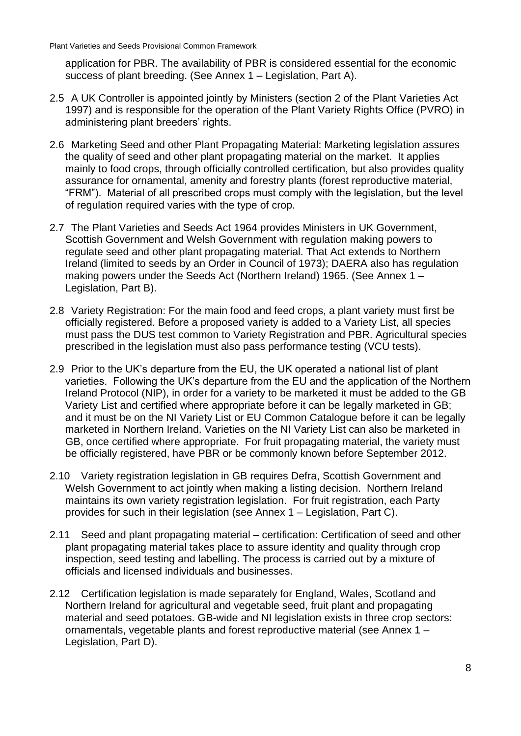application for PBR. The availability of PBR is considered essential for the economic success of plant breeding. (See Annex 1 – Legislation, Part A).

2.5 A UK Controller is appointed jointly by Ministers (section 2 of the Plant Varieties Act 1997) and is responsible for the operation of the Plant Variety Rights Office (PVRO) in administering plant breeders' rights.

2.6 Marketing Seed and other Plant Propagating Material: Marketing legislation assures the quality of seed and other plant propagating material on the market. It applies mainly to food crops, through officially controlled certification, but also provides quality assurance for ornamental, amenity and forestry plants (forest reproductive material, "FRM"). Material of all prescribed crops must comply with the legislation, but the level of regulation required varies with the type of crop.

2.7 The Plant Varieties and Seeds Act 1964 provides Ministers in UK Government, Scottish Government and Welsh Government with regulation making powers to regulate seed and other plant propagating material. That Act extends to Northern Ireland (limited to seeds by an Order in Council of 1973); DAERA also has regulation making powers under the Seeds Act (Northern Ireland) 1965. (See Annex 1 – Legislation, Part B).

2.8 Variety Registration: For the main food and feed crops, a plant variety must first be officially registered. Before a proposed variety is added to a Variety List, all species must pass the DUS test common to Variety Registration and PBR. Agricultural species prescribed in the legislation must also pass performance testing (VCU tests).

2.9 Prior to the UK's departure from the EU, the UK operated a national list of plant varieties. Following the UK's departure from the EU and the application of the Northern Ireland Protocol (NIP), in order for a variety to be marketed it must be added to the GB Variety List and certified where appropriate before it can be legally marketed in GB; and it must be on the NI Variety List or EU Common Catalogue before it can be legally marketed in Northern Ireland. Varieties on the NI Variety List can also be marketed in GB, once certified where appropriate. For fruit propagating material, the variety must be officially registered, have PBR or be commonly known before September 2012.

2.10 Variety registration legislation in GB requires Defra, Scottish Government and Welsh Government to act jointly when making a listing decision. Northern Ireland maintains its own variety registration legislation. For fruit registration, each Party provides for such in their legislation (see Annex 1 – Legislation, Part C).

2.11 Seed and plant propagating material – certification: Certification of seed and other plant propagating material takes place to assure identity and quality through crop inspection, seed testing and labelling. The process is carried out by a mixture of officials and licensed individuals and businesses.

2.12 Certification legislation is made separately for England, Wales, Scotland and Northern Ireland for agricultural and vegetable seed, fruit plant and propagating material and seed potatoes. GB-wide and NI legislation exists in three crop sectors: ornamentals, vegetable plants and forest reproductive material (see Annex 1 – Legislation, Part D).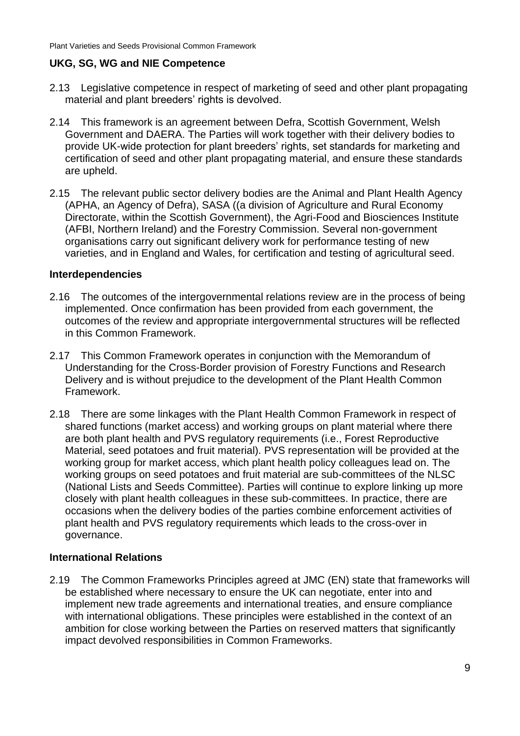### UKG, SG, WG and NIE Competence

2.13 Legislative competence in respect of marketing of seed and other plant propagating material and plant breeders' rights is devolved.

2.14 This framework is an agreement between Defra, Scottish Government, Welsh Government and DAERA. The Parties will work together with their delivery bodies to provide UK-wide protection for plant breeders' rights, set standards for marketing and certification of seed and other plant propagating material, and ensure these standards are upheld.

2.15 The relevant public sector delivery bodies are the Animal and Plant Health Agency (APHA, an Agency of Defra), SASA ((a division of Agriculture and Rural Economy Directorate, within the Scottish Government), the Agri-Food and Biosciences Institute (AFBI, Northern Ireland) and the Forestry Commission. Several non-government organisations carry out significant delivery work for performance testing of new varieties, and in England and Wales, for certification and testing of agricultural seed.

### Interdependencies

2.16 The outcomes of the intergovernmental relations review are in the process of being implemented. Once confirmation has been provided from each government, the outcomes of the review and appropriate intergovernmental structures will be reflected in this Common Framework.

2.17 This Common Framework operates in conjunction with the Memorandum of Understanding for the Cross-Border provision of Forestry Functions and Research Delivery and is without prejudice to the development of the Plant Health Common Framework.

2.18 There are some linkages with the Plant Health Common Framework in respect of shared functions (market access) and working groups on plant material where there are both plant health and PVS regulatory requirements (i.e., Forest Reproductive Material, seed potatoes and fruit material). PVS representation will be provided at the working group for market access, which plant health policy colleagues lead on. The working groups on seed potatoes and fruit material are sub-committees of the NLSC (National Lists and Seeds Committee). Parties will continue to explore linking up more closely with plant health colleagues in these sub-committees. In practice, there are occasions when the delivery bodies of the parties combine enforcement activities of plant health and PVS regulatory requirements which leads to the cross-over in governance.

### International Relations

2.19 The Common Frameworks Principles agreed at JMC (EN) state that frameworks will be established where necessary to ensure the UK can negotiate, enter into and implement new trade agreements and international treaties, and ensure compliance with international obligations. These principles were established in the context of an ambition for close working between the Parties on reserved matters that significantly impact devolved responsibilities in Common Frameworks.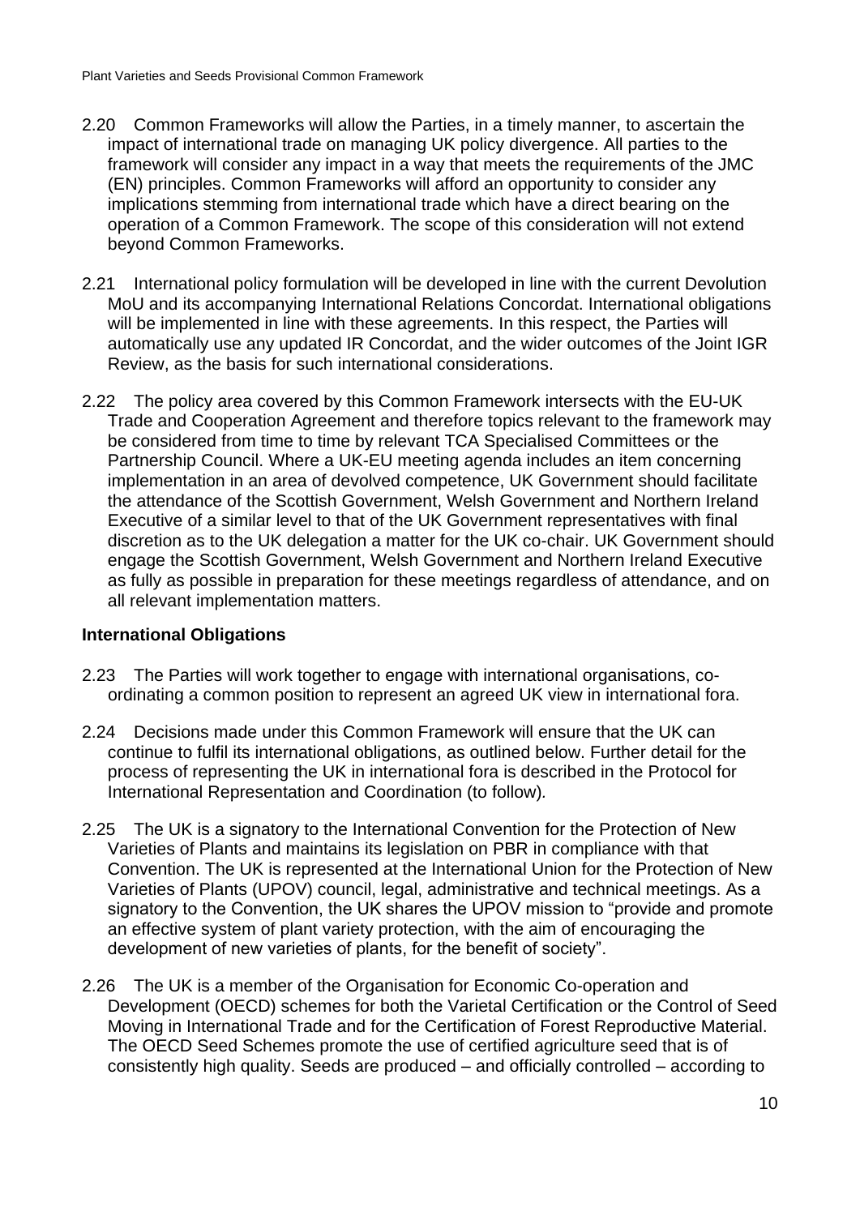2.20 Common Frameworks will allow the Parties, in a timely manner, to ascertain the impact of international trade on managing UK policy divergence. All parties to the framework will consider any impact in a way that meets the requirements of the JMC (EN) principles. Common Frameworks will afford an opportunity to consider any implications stemming from international trade which have a direct bearing on the operation of a Common Framework. The scope of this consideration will not extend beyond Common Frameworks.

2.21 International policy formulation will be developed in line with the current Devolution MoU and its accompanying International Relations Concordat. International obligations will be implemented in line with these agreements. In this respect, the Parties will automatically use any updated IR Concordat, and the wider outcomes of the Joint IGR Review, as the basis for such international considerations.

2.22 The policy area covered by this Common Framework intersects with the EU-UK Trade and Cooperation Agreement and therefore topics relevant to the framework may be considered from time to time by relevant TCA Specialised Committees or the Partnership Council. Where a UK-EU meeting agenda includes an item concerning implementation in an area of devolved competence, UK Government should facilitate the attendance of the Scottish Government, Welsh Government and Northern Ireland Executive of a similar level to that of the UK Government representatives with final discretion as to the UK delegation a matter for the UK co-chair. UK Government should engage the Scottish Government, Welsh Government and Northern Ireland Executive as fully as possible in preparation for these meetings regardless of attendance, and on all relevant implementation matters.

**International Obligations**

2.23 The Parties will work together to engage with international organisations, co-ordinating a common position to represent an agreed UK view in international fora.

2.24 Decisions made under this Common Framework will ensure that the UK can continue to fulfil its international obligations, as outlined below. Further detail for the process of representing the UK in international fora is described in the Protocol for International Representation and Coordination (to follow).

2.25 The UK is a signatory to the International Convention for the Protection of New Varieties of Plants and maintains its legislation on PBR in compliance with that Convention. The UK is represented at the International Union for the Protection of New Varieties of Plants (UPOV) council, legal, administrative and technical meetings. As a signatory to the Convention, the UK shares the UPOV mission to "provide and promote an effective system of plant variety protection, with the aim of encouraging the development of new varieties of plants, for the benefit of society".

2.26 The UK is a member of the Organisation for Economic Co-operation and Development (OECD) schemes for both the Varietal Certification or the Control of Seed Moving in International Trade and for the Certification of Forest Reproductive Material. The OECD Seed Schemes promote the use of certified agriculture seed that is of consistently high quality. Seeds are produced – and officially controlled – according to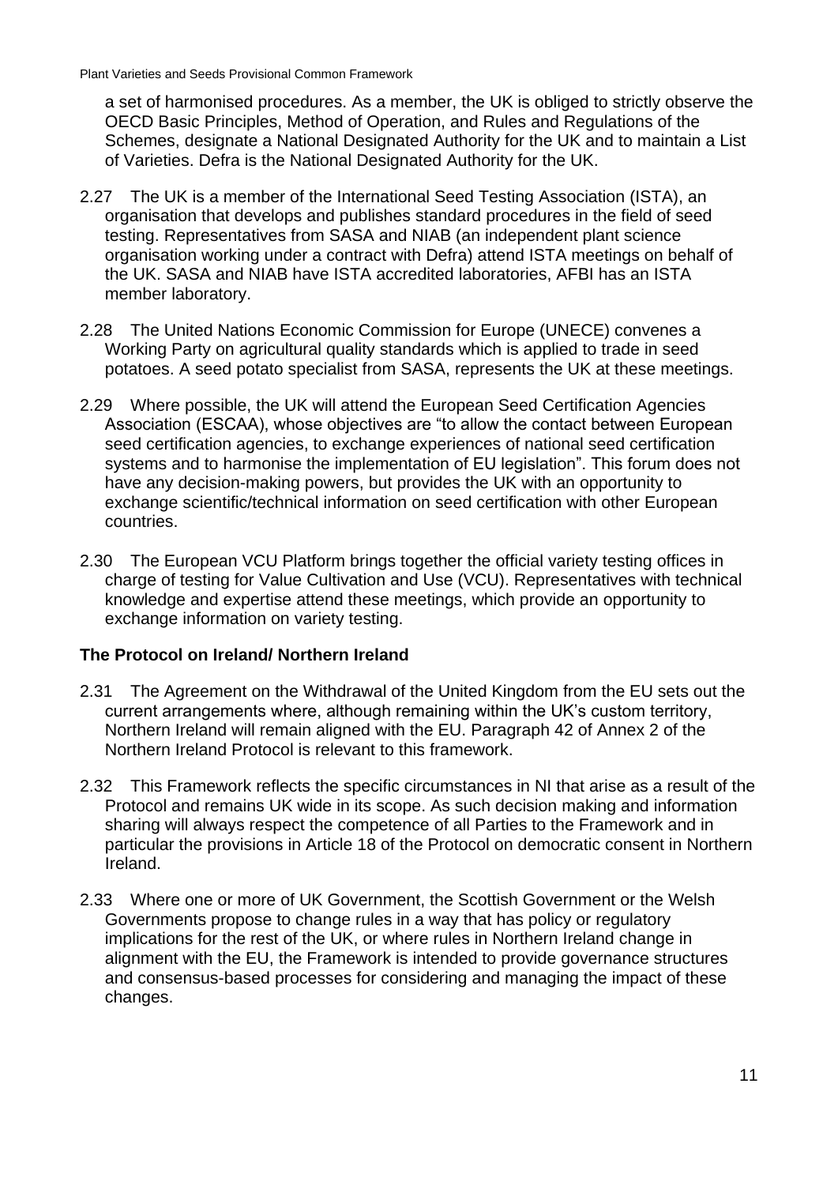a set of harmonised procedures. As a member, the UK is obliged to strictly observe the OECD Basic Principles, Method of Operation, and Rules and Regulations of the Schemes, designate a National Designated Authority for the UK and to maintain a List of Varieties. Defra is the National Designated Authority for the UK.

2.27 The UK is a member of the International Seed Testing Association (ISTA), an organisation that develops and publishes standard procedures in the field of seed testing. Representatives from SASA and NIAB (an independent plant science organisation working under a contract with Defra) attend ISTA meetings on behalf of the UK. SASA and NIAB have ISTA accredited laboratories, AFBI has an ISTA member laboratory.

2.28 The United Nations Economic Commission for Europe (UNECE) convenes a Working Party on agricultural quality standards which is applied to trade in seed potatoes. A seed potato specialist from SASA, represents the UK at these meetings.

2.29 Where possible, the UK will attend the European Seed Certification Agencies Association (ESCAA), whose objectives are "to allow the contact between European seed certification agencies, to exchange experiences of national seed certification systems and to harmonise the implementation of EU legislation". This forum does not have any decision-making powers, but provides the UK with an opportunity to exchange scientific/technical information on seed certification with other European countries.

2.30 The European VCU Platform brings together the official variety testing offices in charge of testing for Value Cultivation and Use (VCU). Representatives with technical knowledge and expertise attend these meetings, which provide an opportunity to exchange information on variety testing.

### The Protocol on Ireland/ Northern Ireland

2.31 The Agreement on the Withdrawal of the United Kingdom from the EU sets out the current arrangements where, although remaining within the UK's custom territory, Northern Ireland will remain aligned with the EU. Paragraph 42 of Annex 2 of the Northern Ireland Protocol is relevant to this framework.

2.32 This Framework reflects the specific circumstances in NI that arise as a result of the Protocol and remains UK wide in its scope. As such decision making and information sharing will always respect the competence of all Parties to the Framework and in particular the provisions in Article 18 of the Protocol on democratic consent in Northern Ireland.

2.33 Where one or more of UK Government, the Scottish Government or the Welsh Governments propose to change rules in a way that has policy or regulatory implications for the rest of the UK, or where rules in Northern Ireland change in alignment with the EU, the Framework is intended to provide governance structures and consensus-based processes for considering and managing the impact of these changes.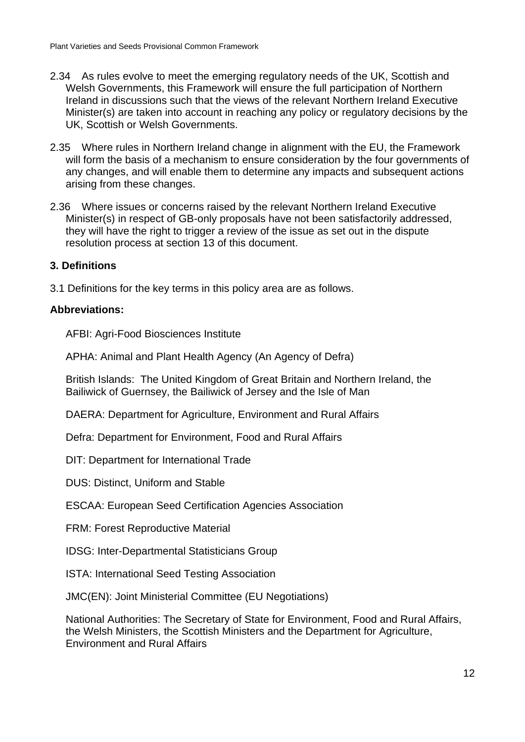2.34 As rules evolve to meet the emerging regulatory needs of the UK, Scottish and Welsh Governments, this Framework will ensure the full participation of Northern Ireland in discussions such that the views of the relevant Northern Ireland Executive Minister(s) are taken into account in reaching any policy or regulatory decisions by the UK, Scottish or Welsh Governments.

2.35 Where rules in Northern Ireland change in alignment with the EU, the Framework will form the basis of a mechanism to ensure consideration by the four governments of any changes, and will enable them to determine any impacts and subsequent actions arising from these changes.

2.36 Where issues or concerns raised by the relevant Northern Ireland Executive Minister(s) in respect of GB-only proposals have not been satisfactorily addressed, they will have the right to trigger a review of the issue as set out in the dispute resolution process at section 13 of this document.

### 3. Definitions

3.1 Definitions for the key terms in this policy area are as follows.

**Abbreviations:**

AFBI: Agri-Food Biosciences Institute

APHA: Animal and Plant Health Agency (An Agency of Defra)

British Islands: The United Kingdom of Great Britain and Northern Ireland, the Bailiwick of Guernsey, the Bailiwick of Jersey and the Isle of Man

DAERA: Department for Agriculture, Environment and Rural Affairs

Defra: Department for Environment, Food and Rural Affairs

DIT: Department for International Trade

DUS: Distinct, Uniform and Stable

ESCAA: European Seed Certification Agencies Association

FRM: Forest Reproductive Material

IDSG: Inter-Departmental Statisticians Group

ISTA: International Seed Testing Association

JMC(EN): Joint Ministerial Committee (EU Negotiations)

National Authorities: The Secretary of State for Environment, Food and Rural Affairs, the Welsh Ministers, the Scottish Ministers and the Department for Agriculture, Environment and Rural Affairs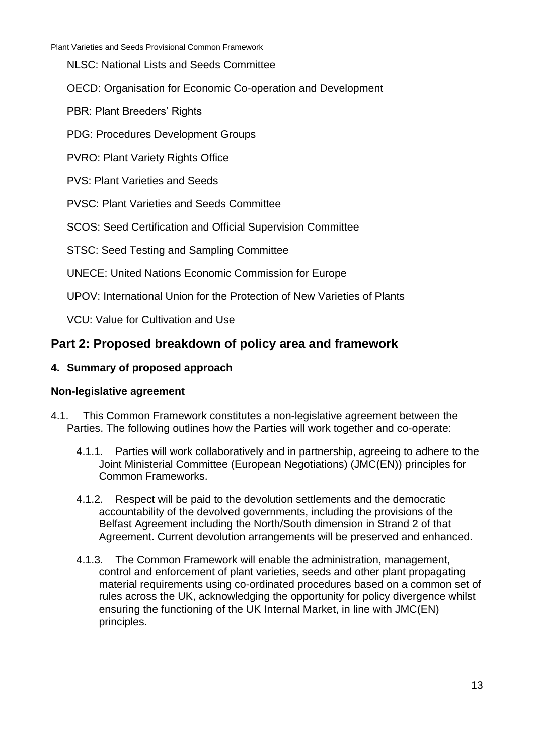NLSC: National Lists and Seeds Committee

OECD: Organisation for Economic Co-operation and Development

PBR: Plant Breeders' Rights

PDG: Procedures Development Groups

PVRO: Plant Variety Rights Office

PVS: Plant Varieties and Seeds

PVSC: Plant Varieties and Seeds Committee

SCOS: Seed Certification and Official Supervision Committee

STSC: Seed Testing and Sampling Committee

UNECE: United Nations Economic Commission for Europe

UPOV: International Union for the Protection of New Varieties of Plants

VCU: Value for Cultivation and Use

## Part 2: Proposed breakdown of policy area and framework

### 4. Summary of proposed approach

#### Non-legislative agreement

4.1. This Common Framework constitutes a non-legislative agreement between the Parties. The following outlines how the Parties will work together and co-operate:

4.1.1. Parties will work collaboratively and in partnership, agreeing to adhere to the Joint Ministerial Committee (European Negotiations) (JMC(EN)) principles for Common Frameworks.

4.1.2. Respect will be paid to the devolution settlements and the democratic accountability of the devolved governments, including the provisions of the Belfast Agreement including the North/South dimension in Strand 2 of that Agreement. Current devolution arrangements will be preserved and enhanced.

4.1.3. The Common Framework will enable the administration, management, control and enforcement of plant varieties, seeds and other plant propagating material requirements using co-ordinated procedures based on a common set of rules across the UK, acknowledging the opportunity for policy divergence whilst ensuring the functioning of the UK Internal Market, in line with JMC(EN) principles.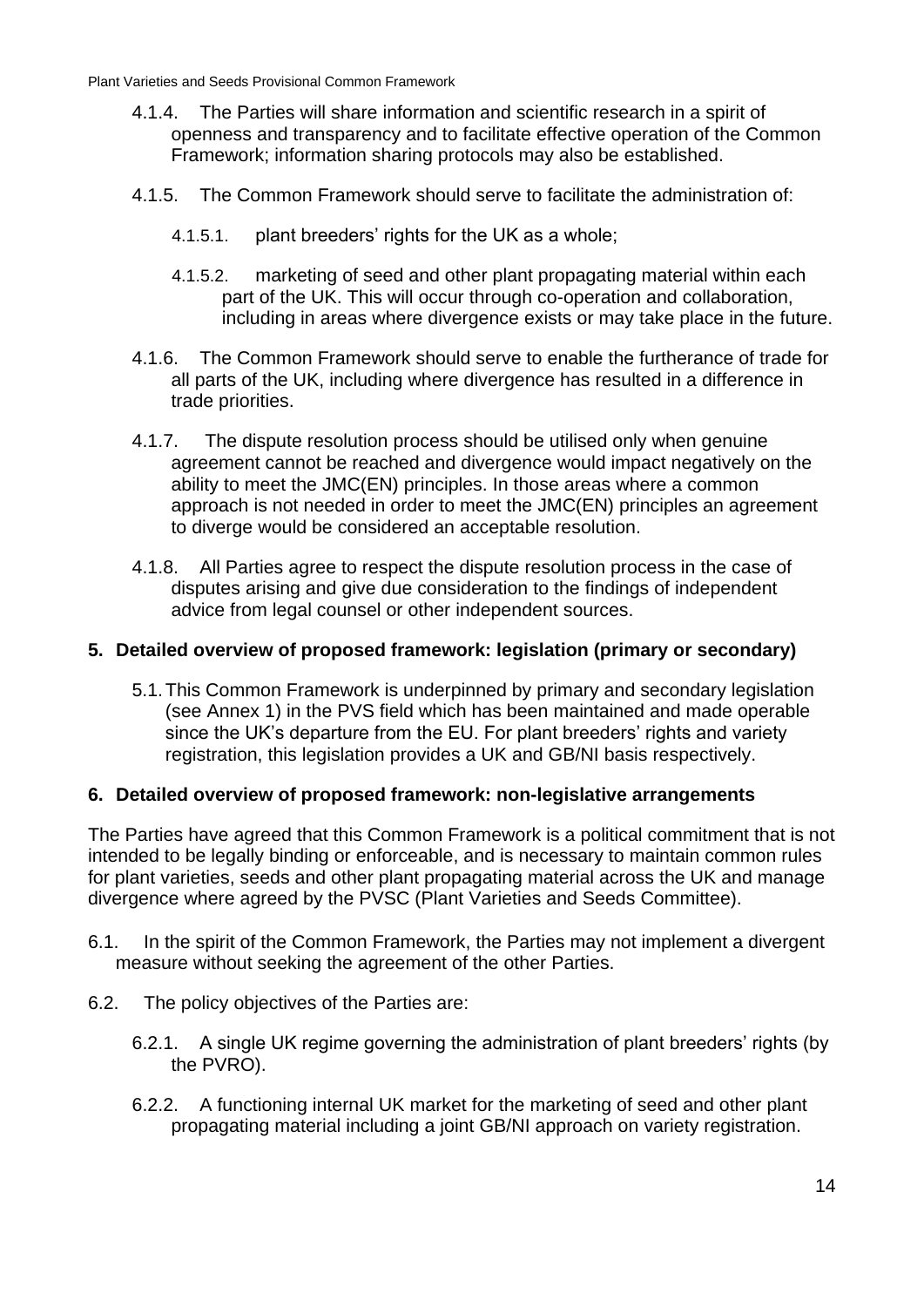4.1.4. The Parties will share information and scientific research in a spirit of openness and transparency and to facilitate effective operation of the Common Framework; information sharing protocols may also be established.

4.1.5. The Common Framework should serve to facilitate the administration of:

4.1.5.1. plant breeders' rights for the UK as a whole;

4.1.5.2. marketing of seed and other plant propagating material within each part of the UK. This will occur through co-operation and collaboration, including in areas where divergence exists or may take place in the future.

4.1.6. The Common Framework should serve to enable the furtherance of trade for all parts of the UK, including where divergence has resulted in a difference in trade priorities.

4.1.7. The dispute resolution process should be utilised only when genuine agreement cannot be reached and divergence would impact negatively on the ability to meet the JMC(EN) principles. In those areas where a common approach is not needed in order to meet the JMC(EN) principles an agreement to diverge would be considered an acceptable resolution.

4.1.8. All Parties agree to respect the dispute resolution process in the case of disputes arising and give due consideration to the findings of independent advice from legal counsel or other independent sources.

## 5. Detailed overview of proposed framework: legislation (primary or secondary)

5.1. This Common Framework is underpinned by primary and secondary legislation (see Annex 1) in the PVS field which has been maintained and made operable since the UK's departure from the EU. For plant breeders' rights and variety registration, this legislation provides a UK and GB/NI basis respectively.

## 6. Detailed overview of proposed framework: non-legislative arrangements

The Parties have agreed that this Common Framework is a political commitment that is not intended to be legally binding or enforceable, and is necessary to maintain common rules for plant varieties, seeds and other plant propagating material across the UK and manage divergence where agreed by the PVSC (Plant Varieties and Seeds Committee).

6.1. In the spirit of the Common Framework, the Parties may not implement a divergent measure without seeking the agreement of the other Parties.

6.2. The policy objectives of the Parties are:

6.2.1. A single UK regime governing the administration of plant breeders' rights (by the PVRO).

6.2.2. A functioning internal UK market for the marketing of seed and other plant propagating material including a joint GB/NI approach on variety registration.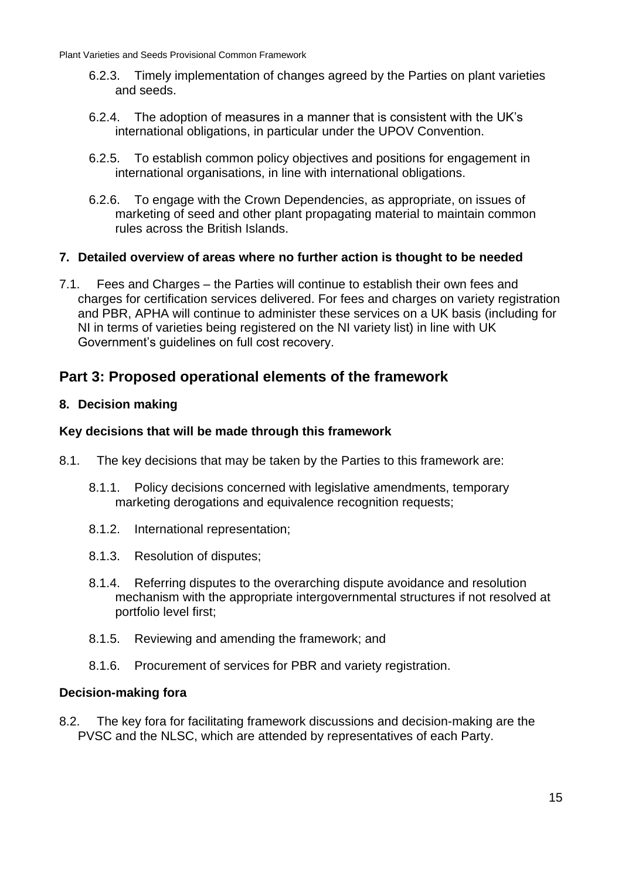6.2.3. Timely implementation of changes agreed by the Parties on plant varieties and seeds.

6.2.4. The adoption of measures in a manner that is consistent with the UK's international obligations, in particular under the UPOV Convention.

6.2.5. To establish common policy objectives and positions for engagement in international organisations, in line with international obligations.

6.2.6. To engage with the Crown Dependencies, as appropriate, on issues of marketing of seed and other plant propagating material to maintain common rules across the British Islands.

### 7. Detailed overview of areas where no further action is thought to be needed

7.1. Fees and Charges – the Parties will continue to establish their own fees and charges for certification services delivered. For fees and charges on variety registration and PBR, APHA will continue to administer these services on a UK basis (including for NI in terms of varieties being registered on the NI variety list) in line with UK Government's guidelines on full cost recovery.

## Part 3: Proposed operational elements of the framework

### 8. Decision making

#### Key decisions that will be made through this framework

8.1. The key decisions that may be taken by the Parties to this framework are:

8.1.1. Policy decisions concerned with legislative amendments, temporary marketing derogations and equivalence recognition requests;

8.1.2. International representation;

8.1.3. Resolution of disputes;

8.1.4. Referring disputes to the overarching dispute avoidance and resolution mechanism with the appropriate intergovernmental structures if not resolved at portfolio level first;

8.1.5. Reviewing and amending the framework; and

8.1.6. Procurement of services for PBR and variety registration.

#### Decision-making fora

8.2. The key fora for facilitating framework discussions and decision-making are the PVSC and the NLSC, which are attended by representatives of each Party.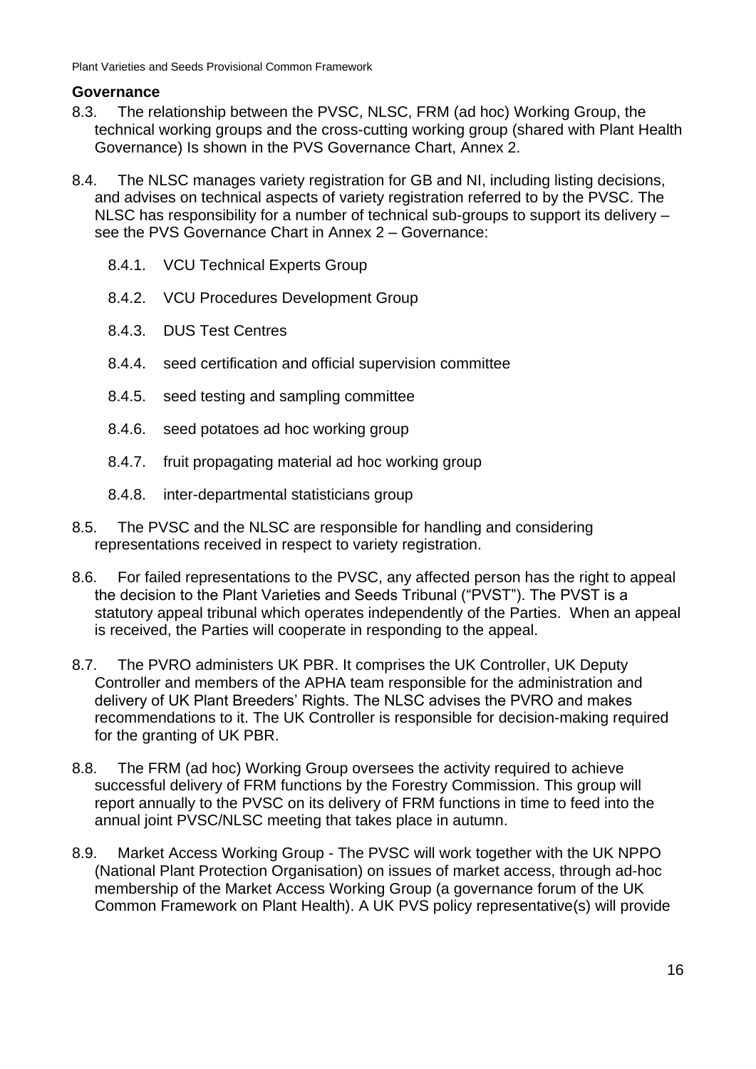### Governance

8.3. The relationship between the PVSC, NLSC, FRM (ad hoc) Working Group, the technical working groups and the cross-cutting working group (shared with Plant Health Governance) Is shown in the PVS Governance Chart, Annex 2.

8.4. The NLSC manages variety registration for GB and NI, including listing decisions, and advises on technical aspects of variety registration referred to by the PVSC. The NLSC has responsibility for a number of technical sub-groups to support its delivery – see the PVS Governance Chart in Annex 2 – Governance:

- 8.4.1. VCU Technical Experts Group
- 8.4.2. VCU Procedures Development Group
- 8.4.3. DUS Test Centres
- 8.4.4. seed certification and official supervision committee
- 8.4.5. seed testing and sampling committee
- 8.4.6. seed potatoes ad hoc working group
- 8.4.7. fruit propagating material ad hoc working group
- 8.4.8. inter-departmental statisticians group

8.5. The PVSC and the NLSC are responsible for handling and considering representations received in respect to variety registration.

8.6. For failed representations to the PVSC, any affected person has the right to appeal the decision to the Plant Varieties and Seeds Tribunal ("PVST"). The PVST is a statutory appeal tribunal which operates independently of the Parties. When an appeal is received, the Parties will cooperate in responding to the appeal.

8.7. The PVRO administers UK PBR. It comprises the UK Controller, UK Deputy Controller and members of the APHA team responsible for the administration and delivery of UK Plant Breeders' Rights. The NLSC advises the PVRO and makes recommendations to it. The UK Controller is responsible for decision-making required for the granting of UK PBR.

8.8. The FRM (ad hoc) Working Group oversees the activity required to achieve successful delivery of FRM functions by the Forestry Commission. This group will report annually to the PVSC on its delivery of FRM functions in time to feed into the annual joint PVSC/NLSC meeting that takes place in autumn.

8.9. Market Access Working Group - The PVSC will work together with the UK NPPO (National Plant Protection Organisation) on issues of market access, through ad-hoc membership of the Market Access Working Group (a governance forum of the UK Common Framework on Plant Health). A UK PVS policy representative(s) will provide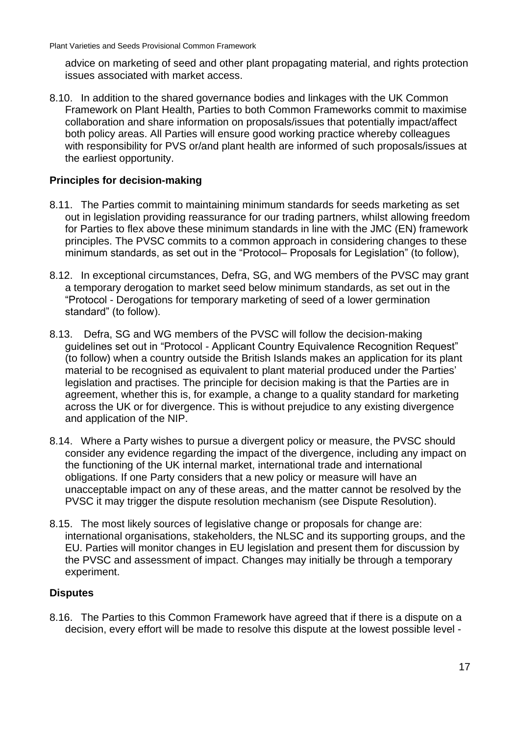advice on marketing of seed and other plant propagating material, and rights protection issues associated with market access.

8.10. In addition to the shared governance bodies and linkages with the UK Common Framework on Plant Health, Parties to both Common Frameworks commit to maximise collaboration and share information on proposals/issues that potentially impact/affect both policy areas. All Parties will ensure good working practice whereby colleagues with responsibility for PVS or/and plant health are informed of such proposals/issues at the earliest opportunity.

### Principles for decision-making

8.11. The Parties commit to maintaining minimum standards for seeds marketing as set out in legislation providing reassurance for our trading partners, whilst allowing freedom for Parties to flex above these minimum standards in line with the JMC (EN) framework principles. The PVSC commits to a common approach in considering changes to these minimum standards, as set out in the "Protocol– Proposals for Legislation" (to follow),

8.12. In exceptional circumstances, Defra, SG, and WG members of the PVSC may grant a temporary derogation to market seed below minimum standards, as set out in the "Protocol - Derogations for temporary marketing of seed of a lower germination standard" (to follow).

8.13. Defra, SG and WG members of the PVSC will follow the decision-making guidelines set out in "Protocol - Applicant Country Equivalence Recognition Request" (to follow) when a country outside the British Islands makes an application for its plant material to be recognised as equivalent to plant material produced under the Parties' legislation and practises. The principle for decision making is that the Parties are in agreement, whether this is, for example, a change to a quality standard for marketing across the UK or for divergence. This is without prejudice to any existing divergence and application of the NIP.

8.14. Where a Party wishes to pursue a divergent policy or measure, the PVSC should consider any evidence regarding the impact of the divergence, including any impact on the functioning of the UK internal market, international trade and international obligations. If one Party considers that a new policy or measure will have an unacceptable impact on any of these areas, and the matter cannot be resolved by the PVSC it may trigger the dispute resolution mechanism (see Dispute Resolution).

8.15. The most likely sources of legislative change or proposals for change are: international organisations, stakeholders, the NLSC and its supporting groups, and the EU. Parties will monitor changes in EU legislation and present them for discussion by the PVSC and assessment of impact. Changes may initially be through a temporary experiment.

### Disputes

8.16. The Parties to this Common Framework have agreed that if there is a dispute on a decision, every effort will be made to resolve this dispute at the lowest possible level -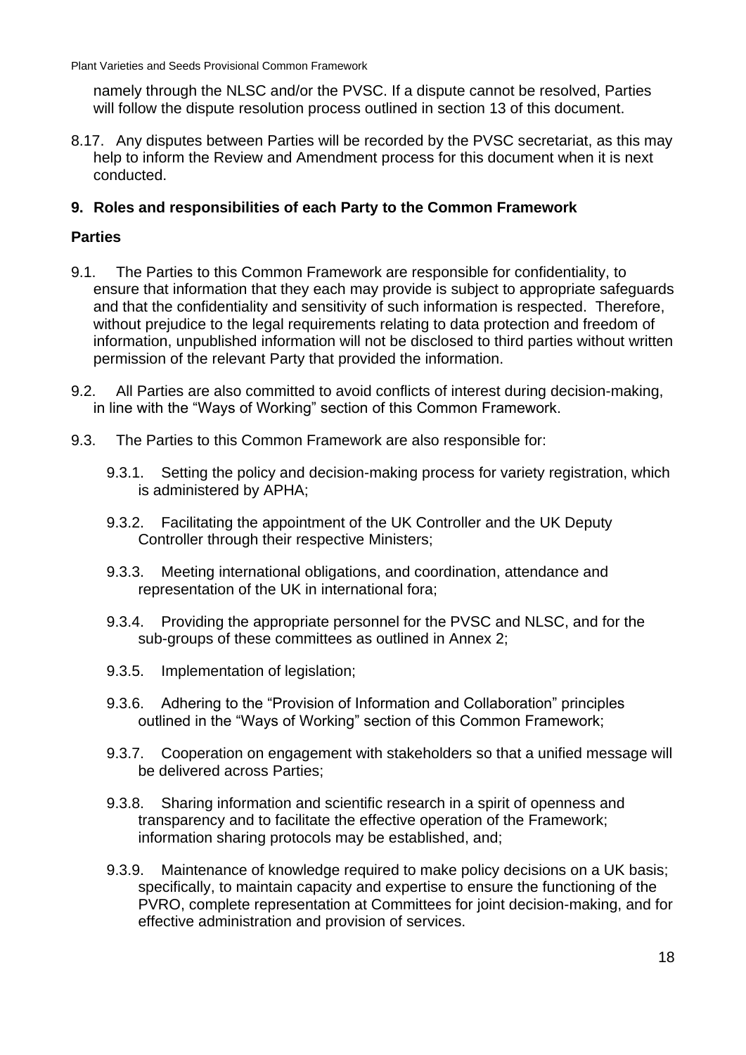namely through the NLSC and/or the PVSC. If a dispute cannot be resolved, Parties will follow the dispute resolution process outlined in section 13 of this document.

8.17. Any disputes between Parties will be recorded by the PVSC secretariat, as this may help to inform the Review and Amendment process for this document when it is next conducted.

## 9. Roles and responsibilities of each Party to the Common Framework

### Parties

9.1. The Parties to this Common Framework are responsible for confidentiality, to ensure that information that they each may provide is subject to appropriate safeguards and that the confidentiality and sensitivity of such information is respected. Therefore, without prejudice to the legal requirements relating to data protection and freedom of information, unpublished information will not be disclosed to third parties without written permission of the relevant Party that provided the information.

9.2. All Parties are also committed to avoid conflicts of interest during decision-making, in line with the "Ways of Working" section of this Common Framework.

9.3. The Parties to this Common Framework are also responsible for:

- 9.3.1. Setting the policy and decision-making process for variety registration, which is administered by APHA;
- 9.3.2. Facilitating the appointment of the UK Controller and the UK Deputy Controller through their respective Ministers;
- 9.3.3. Meeting international obligations, and coordination, attendance and representation of the UK in international fora;
- 9.3.4. Providing the appropriate personnel for the PVSC and NLSC, and for the sub-groups of these committees as outlined in Annex 2;
- 9.3.5. Implementation of legislation;
- 9.3.6. Adhering to the "Provision of Information and Collaboration" principles outlined in the "Ways of Working" section of this Common Framework;
- 9.3.7. Cooperation on engagement with stakeholders so that a unified message will be delivered across Parties;
- 9.3.8. Sharing information and scientific research in a spirit of openness and transparency and to facilitate the effective operation of the Framework; information sharing protocols may be established, and;
- 9.3.9. Maintenance of knowledge required to make policy decisions on a UK basis; specifically, to maintain capacity and expertise to ensure the functioning of the PVRO, complete representation at Committees for joint decision-making, and for effective administration and provision of services.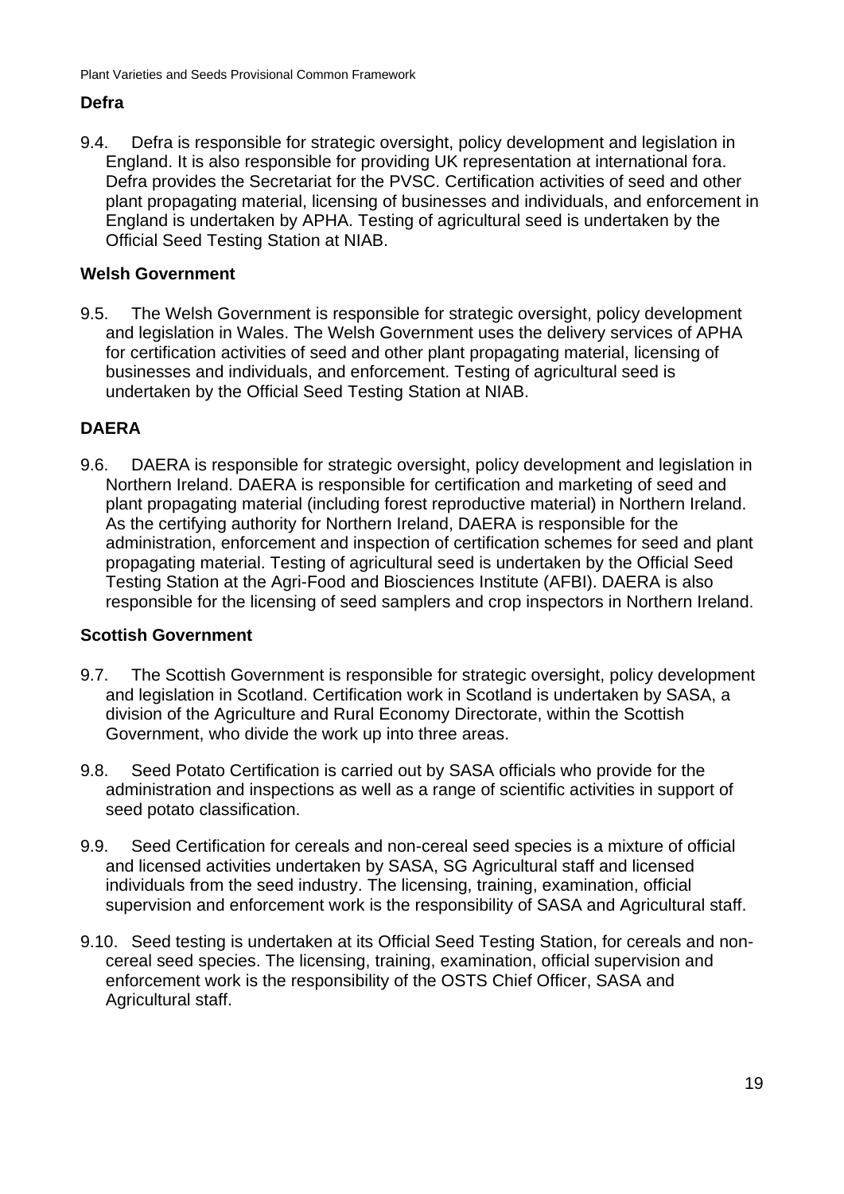### Defra

9.4. Defra is responsible for strategic oversight, policy development and legislation in England. It is also responsible for providing UK representation at international fora. Defra provides the Secretariat for the PVSC. Certification activities of seed and other plant propagating material, licensing of businesses and individuals, and enforcement in England is undertaken by APHA. Testing of agricultural seed is undertaken by the Official Seed Testing Station at NIAB.

### Welsh Government

9.5. The Welsh Government is responsible for strategic oversight, policy development and legislation in Wales. The Welsh Government uses the delivery services of APHA for certification activities of seed and other plant propagating material, licensing of businesses and individuals, and enforcement. Testing of agricultural seed is undertaken by the Official Seed Testing Station at NIAB.

### DAERA

9.6. DAERA is responsible for strategic oversight, policy development and legislation in Northern Ireland. DAERA is responsible for certification and marketing of seed and plant propagating material (including forest reproductive material) in Northern Ireland. As the certifying authority for Northern Ireland, DAERA is responsible for the administration, enforcement and inspection of certification schemes for seed and plant propagating material. Testing of agricultural seed is undertaken by the Official Seed Testing Station at the Agri-Food and Biosciences Institute (AFBI). DAERA is also responsible for the licensing of seed samplers and crop inspectors in Northern Ireland.

### Scottish Government

9.7. The Scottish Government is responsible for strategic oversight, policy development and legislation in Scotland. Certification work in Scotland is undertaken by SASA, a division of the Agriculture and Rural Economy Directorate, within the Scottish Government, who divide the work up into three areas.

9.8. Seed Potato Certification is carried out by SASA officials who provide for the administration and inspections as well as a range of scientific activities in support of seed potato classification.

9.9. Seed Certification for cereals and non-cereal seed species is a mixture of official and licensed activities undertaken by SASA, SG Agricultural staff and licensed individuals from the seed industry. The licensing, training, examination, official supervision and enforcement work is the responsibility of SASA and Agricultural staff.

9.10. Seed testing is undertaken at its Official Seed Testing Station, for cereals and non-cereal seed species. The licensing, training, examination, official supervision and enforcement work is the responsibility of the OSTS Chief Officer, SASA and Agricultural staff.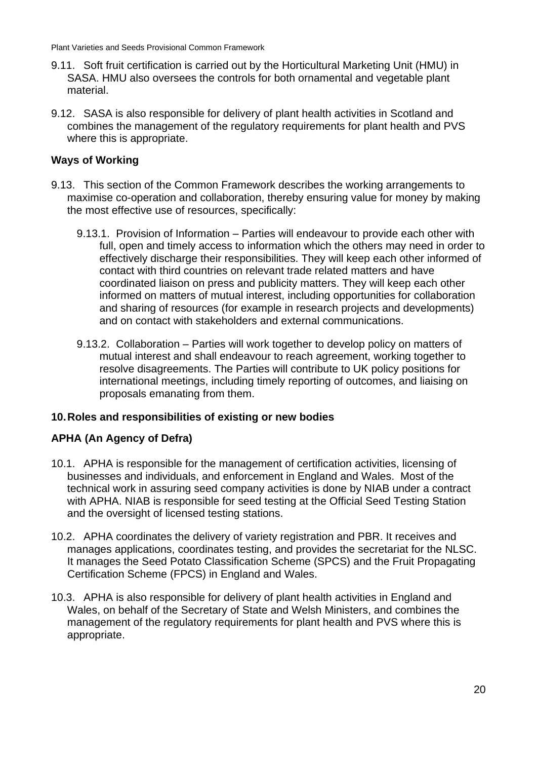9.11. Soft fruit certification is carried out by the Horticultural Marketing Unit (HMU) in SASA. HMU also oversees the controls for both ornamental and vegetable plant material.

9.12. SASA is also responsible for delivery of plant health activities in Scotland and combines the management of the regulatory requirements for plant health and PVS where this is appropriate.

**Ways of Working**

9.13. This section of the Common Framework describes the working arrangements to maximise co-operation and collaboration, thereby ensuring value for money by making the most effective use of resources, specifically:

9.13.1. Provision of Information – Parties will endeavour to provide each other with full, open and timely access to information which the others may need in order to effectively discharge their responsibilities. They will keep each other informed of contact with third countries on relevant trade related matters and have coordinated liaison on press and publicity matters. They will keep each other informed on matters of mutual interest, including opportunities for collaboration and sharing of resources (for example in research projects and developments) and on contact with stakeholders and external communications.

9.13.2. Collaboration – Parties will work together to develop policy on matters of mutual interest and shall endeavour to reach agreement, working together to resolve disagreements. The Parties will contribute to UK policy positions for international meetings, including timely reporting of outcomes, and liaising on proposals emanating from them.

## 10. Roles and responsibilities of existing or new bodies

**APHA (An Agency of Defra)**

10.1. APHA is responsible for the management of certification activities, licensing of businesses and individuals, and enforcement in England and Wales. Most of the technical work in assuring seed company activities is done by NIAB under a contract with APHA. NIAB is responsible for seed testing at the Official Seed Testing Station and the oversight of licensed testing stations.

10.2. APHA coordinates the delivery of variety registration and PBR. It receives and manages applications, coordinates testing, and provides the secretariat for the NLSC. It manages the Seed Potato Classification Scheme (SPCS) and the Fruit Propagating Certification Scheme (FPCS) in England and Wales.

10.3. APHA is also responsible for delivery of plant health activities in England and Wales, on behalf of the Secretary of State and Welsh Ministers, and combines the management of the regulatory requirements for plant health and PVS where this is appropriate.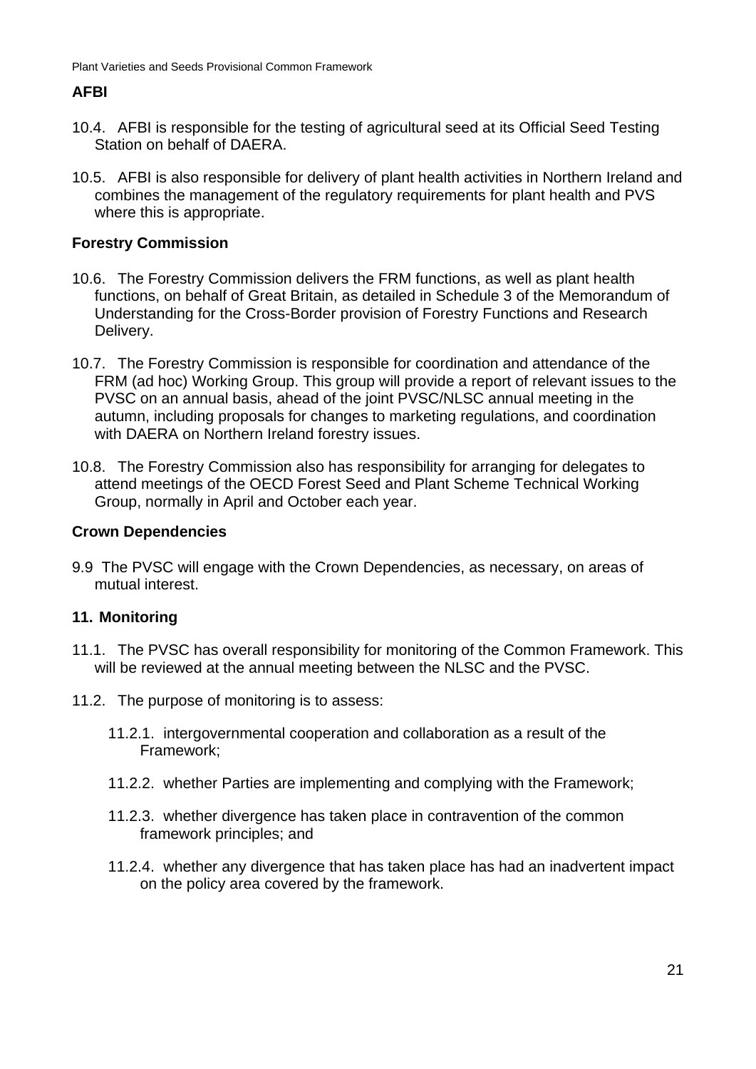**AFBI**

10.4. AFBI is responsible for the testing of agricultural seed at its Official Seed Testing Station on behalf of DAERA.

10.5. AFBI is also responsible for delivery of plant health activities in Northern Ireland and combines the management of the regulatory requirements for plant health and PVS where this is appropriate.

**Forestry Commission**

10.6. The Forestry Commission delivers the FRM functions, as well as plant health functions, on behalf of Great Britain, as detailed in Schedule 3 of the Memorandum of Understanding for the Cross-Border provision of Forestry Functions and Research Delivery.

10.7. The Forestry Commission is responsible for coordination and attendance of the FRM (ad hoc) Working Group. This group will provide a report of relevant issues to the PVSC on an annual basis, ahead of the joint PVSC/NLSC annual meeting in the autumn, including proposals for changes to marketing regulations, and coordination with DAERA on Northern Ireland forestry issues.

10.8. The Forestry Commission also has responsibility for arranging for delegates to attend meetings of the OECD Forest Seed and Plant Scheme Technical Working Group, normally in April and October each year.

**Crown Dependencies**

9.9 The PVSC will engage with the Crown Dependencies, as necessary, on areas of mutual interest.

## 11. Monitoring

11.1. The PVSC has overall responsibility for monitoring of the Common Framework. This will be reviewed at the annual meeting between the NLSC and the PVSC.

11.2. The purpose of monitoring is to assess:

11.2.1. intergovernmental cooperation and collaboration as a result of the Framework;

11.2.2. whether Parties are implementing and complying with the Framework;

11.2.3. whether divergence has taken place in contravention of the common framework principles; and

11.2.4. whether any divergence that has taken place has had an inadvertent impact on the policy area covered by the framework.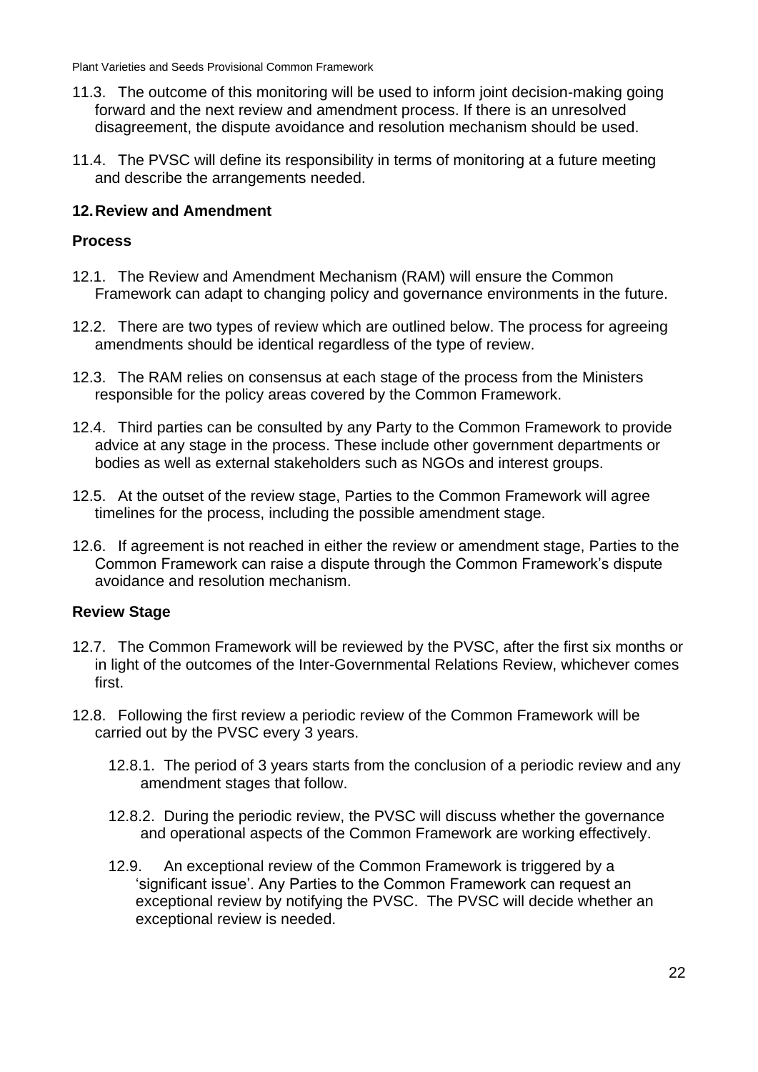11.3. The outcome of this monitoring will be used to inform joint decision-making going forward and the next review and amendment process. If there is an unresolved disagreement, the dispute avoidance and resolution mechanism should be used.

11.4. The PVSC will define its responsibility in terms of monitoring at a future meeting and describe the arrangements needed.

## 12. Review and Amendment

### Process

12.1. The Review and Amendment Mechanism (RAM) will ensure the Common Framework can adapt to changing policy and governance environments in the future.

12.2. There are two types of review which are outlined below. The process for agreeing amendments should be identical regardless of the type of review.

12.3. The RAM relies on consensus at each stage of the process from the Ministers responsible for the policy areas covered by the Common Framework.

12.4. Third parties can be consulted by any Party to the Common Framework to provide advice at any stage in the process. These include other government departments or bodies as well as external stakeholders such as NGOs and interest groups.

12.5. At the outset of the review stage, Parties to the Common Framework will agree timelines for the process, including the possible amendment stage.

12.6. If agreement is not reached in either the review or amendment stage, Parties to the Common Framework can raise a dispute through the Common Framework's dispute avoidance and resolution mechanism.

### Review Stage

12.7. The Common Framework will be reviewed by the PVSC, after the first six months or in light of the outcomes of the Inter-Governmental Relations Review, whichever comes first.

12.8. Following the first review a periodic review of the Common Framework will be carried out by the PVSC every 3 years.

12.8.1. The period of 3 years starts from the conclusion of a periodic review and any amendment stages that follow.

12.8.2. During the periodic review, the PVSC will discuss whether the governance and operational aspects of the Common Framework are working effectively.

12.9. An exceptional review of the Common Framework is triggered by a 'significant issue'. Any Parties to the Common Framework can request an exceptional review by notifying the PVSC. The PVSC will decide whether an exceptional review is needed.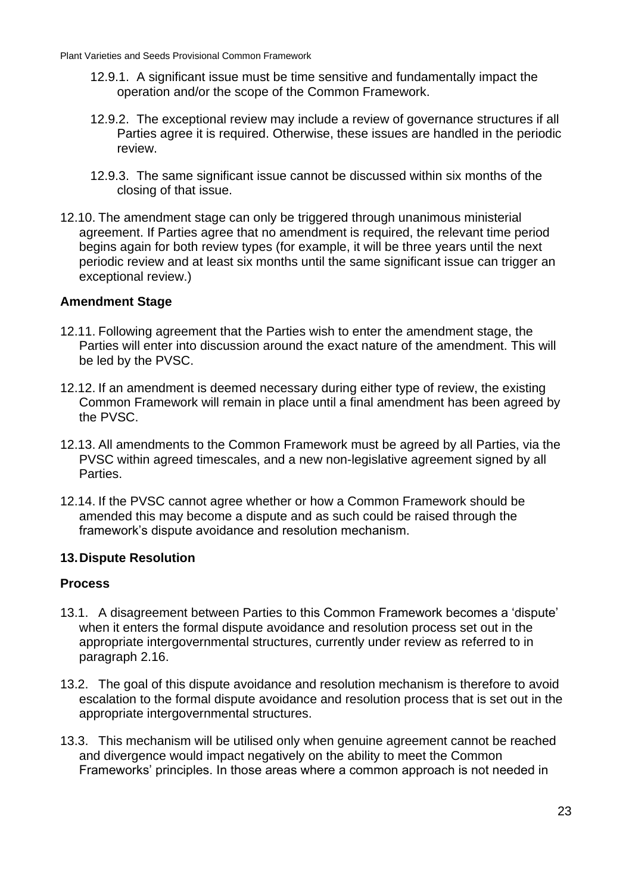12.9.1. A significant issue must be time sensitive and fundamentally impact the operation and/or the scope of the Common Framework.

12.9.2. The exceptional review may include a review of governance structures if all Parties agree it is required. Otherwise, these issues are handled in the periodic review.

12.9.3. The same significant issue cannot be discussed within six months of the closing of that issue.

12.10. The amendment stage can only be triggered through unanimous ministerial agreement. If Parties agree that no amendment is required, the relevant time period begins again for both review types (for example, it will be three years until the next periodic review and at least six months until the same significant issue can trigger an exceptional review.)

### Amendment Stage

12.11. Following agreement that the Parties wish to enter the amendment stage, the Parties will enter into discussion around the exact nature of the amendment. This will be led by the PVSC.

12.12. If an amendment is deemed necessary during either type of review, the existing Common Framework will remain in place until a final amendment has been agreed by the PVSC.

12.13. All amendments to the Common Framework must be agreed by all Parties, via the PVSC within agreed timescales, and a new non-legislative agreement signed by all Parties.

12.14. If the PVSC cannot agree whether or how a Common Framework should be amended this may become a dispute and as such could be raised through the framework's dispute avoidance and resolution mechanism.

## 13. Dispute Resolution

### Process

13.1. A disagreement between Parties to this Common Framework becomes a 'dispute' when it enters the formal dispute avoidance and resolution process set out in the appropriate intergovernmental structures, currently under review as referred to in paragraph 2.16.

13.2. The goal of this dispute avoidance and resolution mechanism is therefore to avoid escalation to the formal dispute avoidance and resolution process that is set out in the appropriate intergovernmental structures.

13.3. This mechanism will be utilised only when genuine agreement cannot be reached and divergence would impact negatively on the ability to meet the Common Frameworks' principles. In those areas where a common approach is not needed in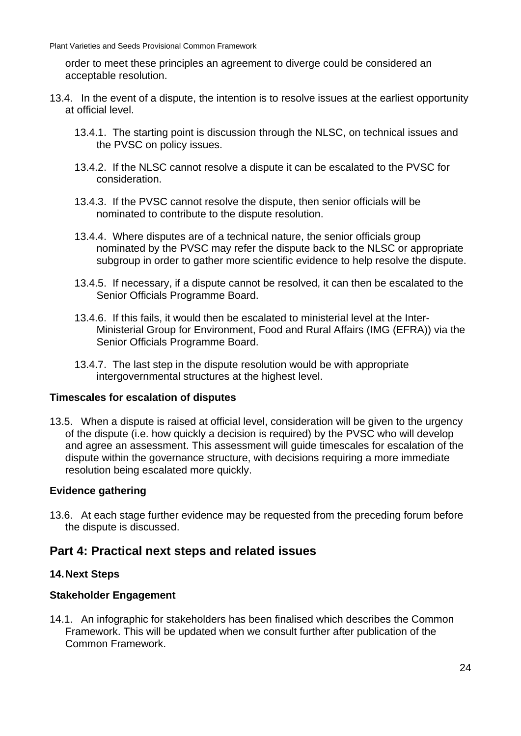order to meet these principles an agreement to diverge could be considered an acceptable resolution.

13.4. In the event of a dispute, the intention is to resolve issues at the earliest opportunity at official level.

13.4.1. The starting point is discussion through the NLSC, on technical issues and the PVSC on policy issues.

13.4.2. If the NLSC cannot resolve a dispute it can be escalated to the PVSC for consideration.

13.4.3. If the PVSC cannot resolve the dispute, then senior officials will be nominated to contribute to the dispute resolution.

13.4.4. Where disputes are of a technical nature, the senior officials group nominated by the PVSC may refer the dispute back to the NLSC or appropriate subgroup in order to gather more scientific evidence to help resolve the dispute.

13.4.5. If necessary, if a dispute cannot be resolved, it can then be escalated to the Senior Officials Programme Board.

13.4.6. If this fails, it would then be escalated to ministerial level at the Inter-Ministerial Group for Environment, Food and Rural Affairs (IMG (EFRA)) via the Senior Officials Programme Board.

13.4.7. The last step in the dispute resolution would be with appropriate intergovernmental structures at the highest level.

**Timescales for escalation of disputes**

13.5. When a dispute is raised at official level, consideration will be given to the urgency of the dispute (i.e. how quickly a decision is required) by the PVSC who will develop and agree an assessment. This assessment will guide timescales for escalation of the dispute within the governance structure, with decisions requiring a more immediate resolution being escalated more quickly.

**Evidence gathering**

13.6. At each stage further evidence may be requested from the preceding forum before the dispute is discussed.

## Part 4: Practical next steps and related issues

### 14. Next Steps

**Stakeholder Engagement**

14.1. An infographic for stakeholders has been finalised which describes the Common Framework. This will be updated when we consult further after publication of the Common Framework.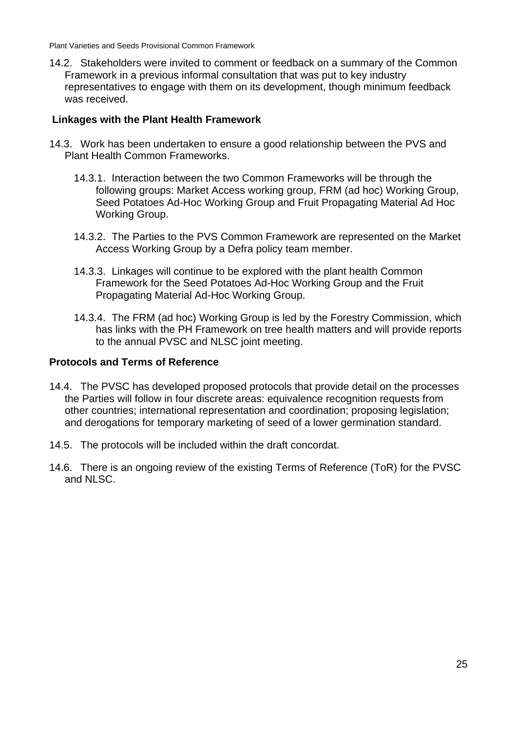14.2. Stakeholders were invited to comment or feedback on a summary of the Common Framework in a previous informal consultation that was put to key industry representatives to engage with them on its development, though minimum feedback was received.

**Linkages with the Plant Health Framework**

14.3. Work has been undertaken to ensure a good relationship between the PVS and Plant Health Common Frameworks.

14.3.1. Interaction between the two Common Frameworks will be through the following groups: Market Access working group, FRM (ad hoc) Working Group, Seed Potatoes Ad-Hoc Working Group and Fruit Propagating Material Ad Hoc Working Group.

14.3.2. The Parties to the PVS Common Framework are represented on the Market Access Working Group by a Defra policy team member.

14.3.3. Linkages will continue to be explored with the plant health Common Framework for the Seed Potatoes Ad-Hoc Working Group and the Fruit Propagating Material Ad-Hoc Working Group.

14.3.4. The FRM (ad hoc) Working Group is led by the Forestry Commission, which has links with the PH Framework on tree health matters and will provide reports to the annual PVSC and NLSC joint meeting.

**Protocols and Terms of Reference**

14.4. The PVSC has developed proposed protocols that provide detail on the processes the Parties will follow in four discrete areas: equivalence recognition requests from other countries; international representation and coordination; proposing legislation; and derogations for temporary marketing of seed of a lower germination standard.

14.5. The protocols will be included within the draft concordat.

14.6. There is an ongoing review of the existing Terms of Reference (ToR) for the PVSC and NLSC.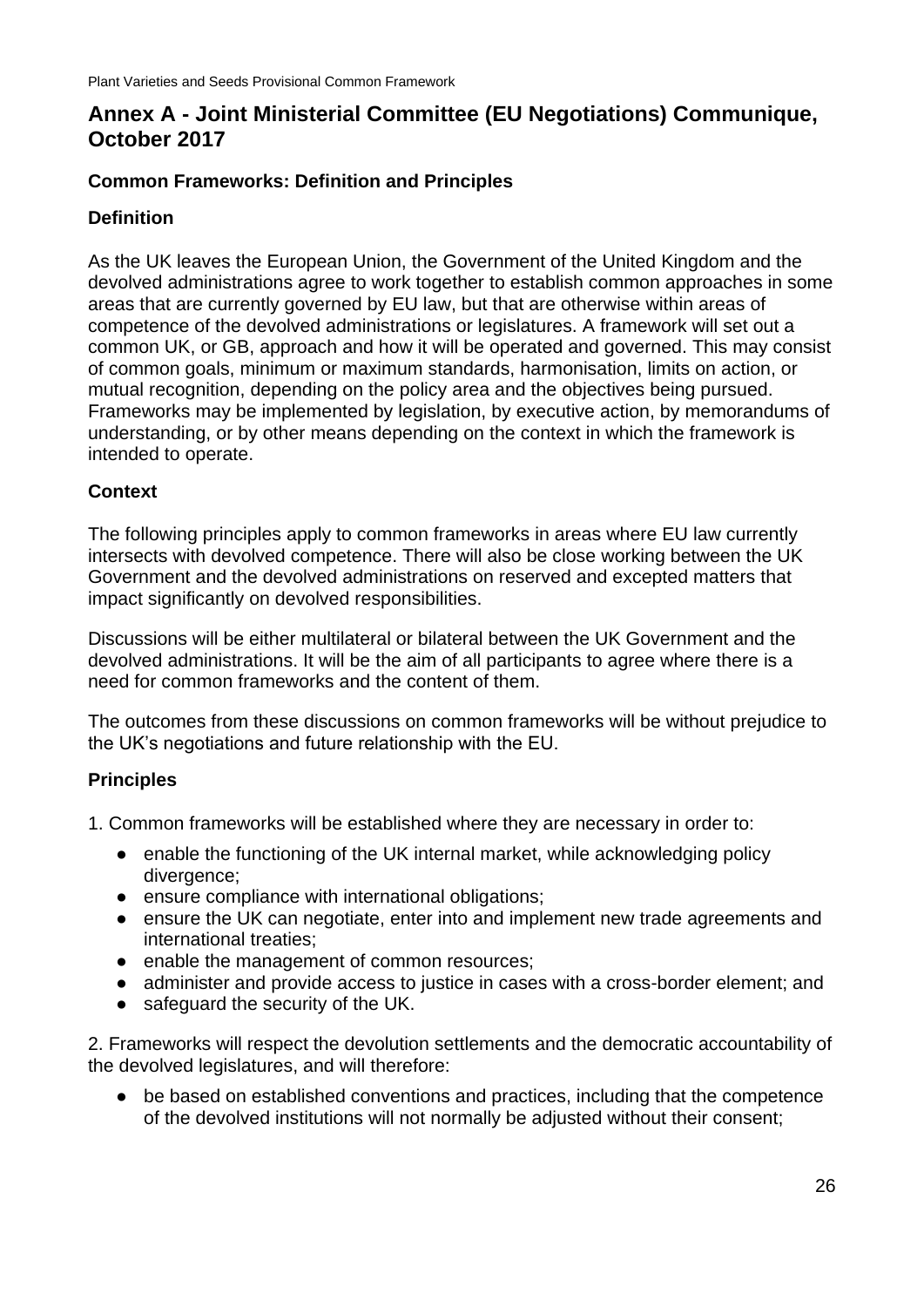## Annex A - Joint Ministerial Committee (EU Negotiations) Communique, October 2017

### Common Frameworks: Definition and Principles

### Definition

As the UK leaves the European Union, the Government of the United Kingdom and the devolved administrations agree to work together to establish common approaches in some areas that are currently governed by EU law, but that are otherwise within areas of competence of the devolved administrations or legislatures. A framework will set out a common UK, or GB, approach and how it will be operated and governed. This may consist of common goals, minimum or maximum standards, harmonisation, limits on action, or mutual recognition, depending on the policy area and the objectives being pursued. Frameworks may be implemented by legislation, by executive action, by memorandums of understanding, or by other means depending on the context in which the framework is intended to operate.

### Context

The following principles apply to common frameworks in areas where EU law currently intersects with devolved competence. There will also be close working between the UK Government and the devolved administrations on reserved and excepted matters that impact significantly on devolved responsibilities.

Discussions will be either multilateral or bilateral between the UK Government and the devolved administrations. It will be the aim of all participants to agree where there is a need for common frameworks and the content of them.

The outcomes from these discussions on common frameworks will be without prejudice to the UK's negotiations and future relationship with the EU.

### Principles

1. Common frameworks will be established where they are necessary in order to:

- enable the functioning of the UK internal market, while acknowledging policy divergence;
- ensure compliance with international obligations;
- ensure the UK can negotiate, enter into and implement new trade agreements and international treaties;
- enable the management of common resources;
- administer and provide access to justice in cases with a cross-border element; and
- safeguard the security of the UK.

2. Frameworks will respect the devolution settlements and the democratic accountability of the devolved legislatures, and will therefore:

- be based on established conventions and practices, including that the competence of the devolved institutions will not normally be adjusted without their consent;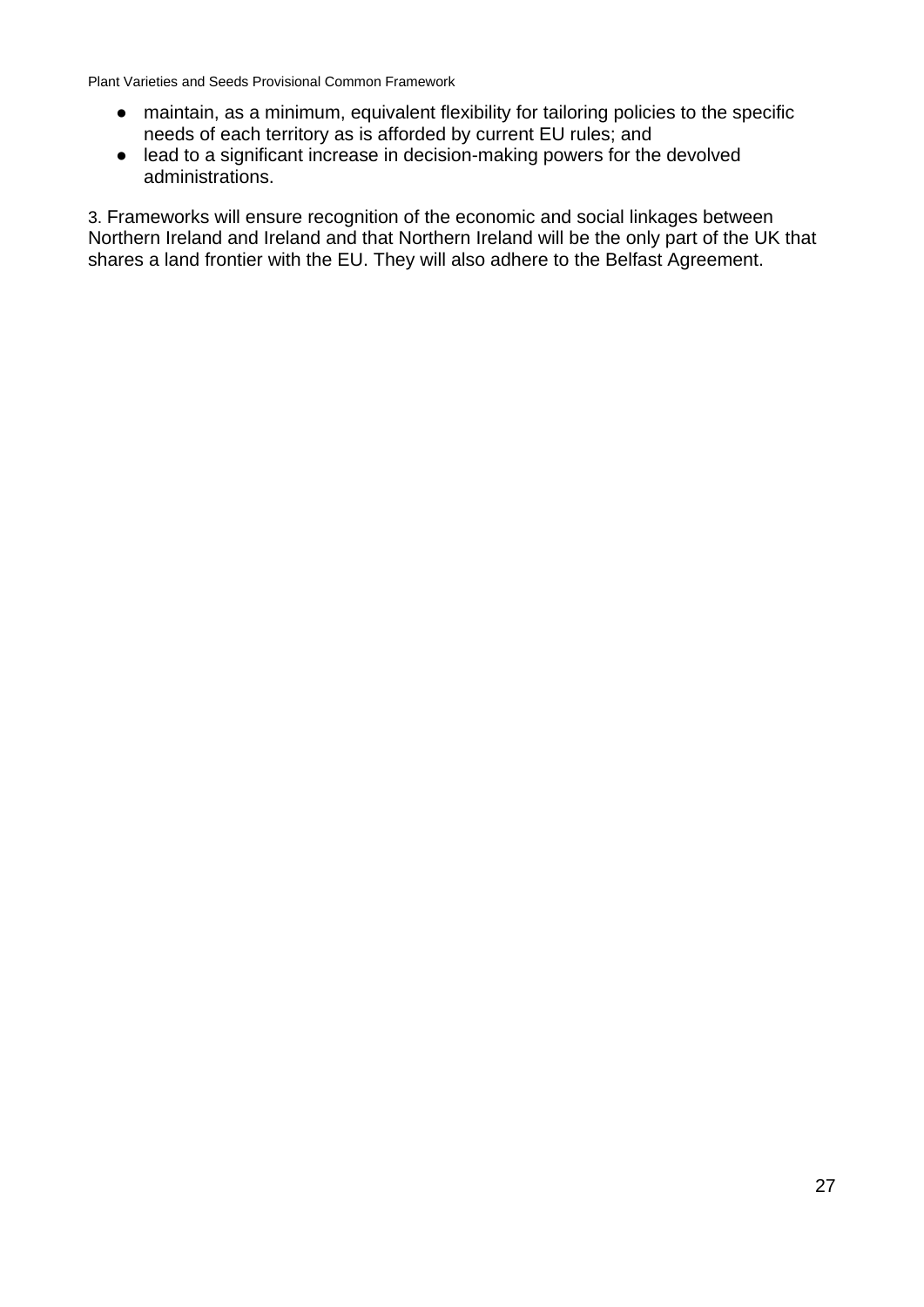- maintain, as a minimum, equivalent flexibility for tailoring policies to the specific needs of each territory as is afforded by current EU rules; and
- lead to a significant increase in decision-making powers for the devolved administrations.

3. Frameworks will ensure recognition of the economic and social linkages between Northern Ireland and Ireland and that Northern Ireland will be the only part of the UK that shares a land frontier with the EU. They will also adhere to the Belfast Agreement.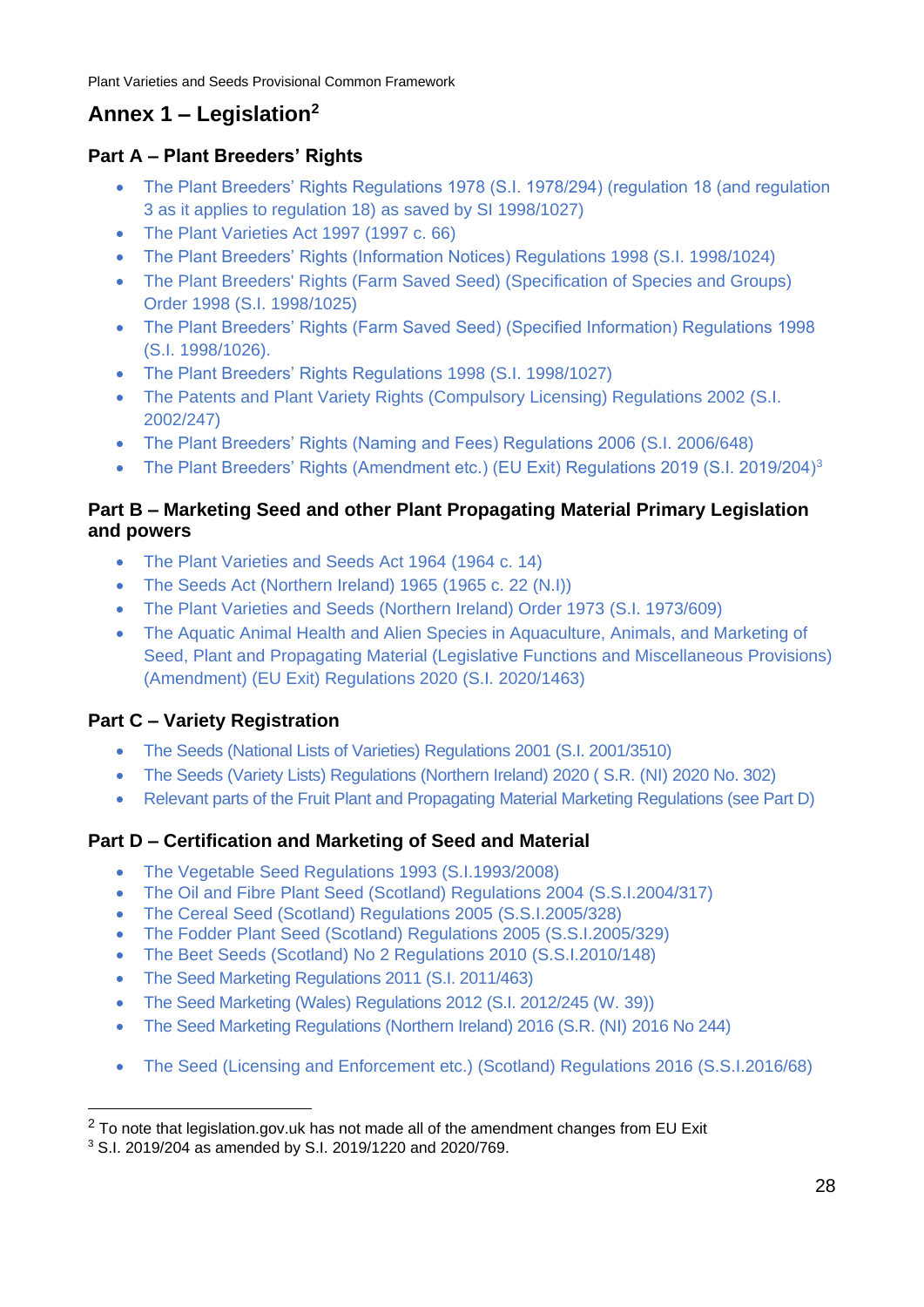## Annex 1 – Legislation[2]

### Part A – Plant Breeders' Rights

- The Plant Breeders' Rights Regulations 1978 (S.I. 1978/294) (regulation 18 (and regulation 3 as it applies to regulation 18) as saved by SI 1998/1027)
- The Plant Varieties Act 1997 (1997 c. 66)
- The Plant Breeders' Rights (Information Notices) Regulations 1998 (S.I. 1998/1024)
- The Plant Breeders' Rights (Farm Saved Seed) (Specification of Species and Groups) Order 1998 (S.I. 1998/1025)
- The Plant Breeders' Rights (Farm Saved Seed) (Specified Information) Regulations 1998 (S.I. 1998/1026).
- The Plant Breeders' Rights Regulations 1998 (S.I. 1998/1027)
- The Patents and Plant Variety Rights (Compulsory Licensing) Regulations 2002 (S.I. 2002/247)
- The Plant Breeders' Rights (Naming and Fees) Regulations 2006 (S.I. 2006/648)
- The Plant Breeders' Rights (Amendment etc.) (EU Exit) Regulations 2019 (S.I. 2019/204)[3]

### Part B – Marketing Seed and other Plant Propagating Material Primary Legislation and powers

- The Plant Varieties and Seeds Act 1964 (1964 c. 14)
- The Seeds Act (Northern Ireland) 1965 (1965 c. 22 (N.I))
- The Plant Varieties and Seeds (Northern Ireland) Order 1973 (S.I. 1973/609)
- The Aquatic Animal Health and Alien Species in Aquaculture, Animals, and Marketing of Seed, Plant and Propagating Material (Legislative Functions and Miscellaneous Provisions) (Amendment) (EU Exit) Regulations 2020 (S.I. 2020/1463)

### Part C – Variety Registration

- The Seeds (National Lists of Varieties) Regulations 2001 (S.I. 2001/3510)
- The Seeds (Variety Lists) Regulations (Northern Ireland) 2020 ( S.R. (NI) 2020 No. 302)
- Relevant parts of the Fruit Plant and Propagating Material Marketing Regulations (see Part D)

### Part D – Certification and Marketing of Seed and Material

- The Vegetable Seed Regulations 1993 (S.I.1993/2008)
- The Oil and Fibre Plant Seed (Scotland) Regulations 2004 (S.S.I.2004/317)
- The Cereal Seed (Scotland) Regulations 2005 (S.S.I.2005/328)
- The Fodder Plant Seed (Scotland) Regulations 2005 (S.S.I.2005/329)
- The Beet Seeds (Scotland) No 2 Regulations 2010 (S.S.I.2010/148)
- The Seed Marketing Regulations 2011 (S.I. 2011/463)
- The Seed Marketing (Wales) Regulations 2012 (S.I. 2012/245 (W. 39))
- The Seed Marketing Regulations (Northern Ireland) 2016 (S.R. (NI) 2016 No 244)
- The Seed (Licensing and Enforcement etc.) (Scotland) Regulations 2016 (S.S.I.2016/68)

---

[2] To note that legislation.gov.uk has not made all of the amendment changes from EU Exit

[3] S.I. 2019/204 as amended by S.I. 2019/1220 and 2020/769.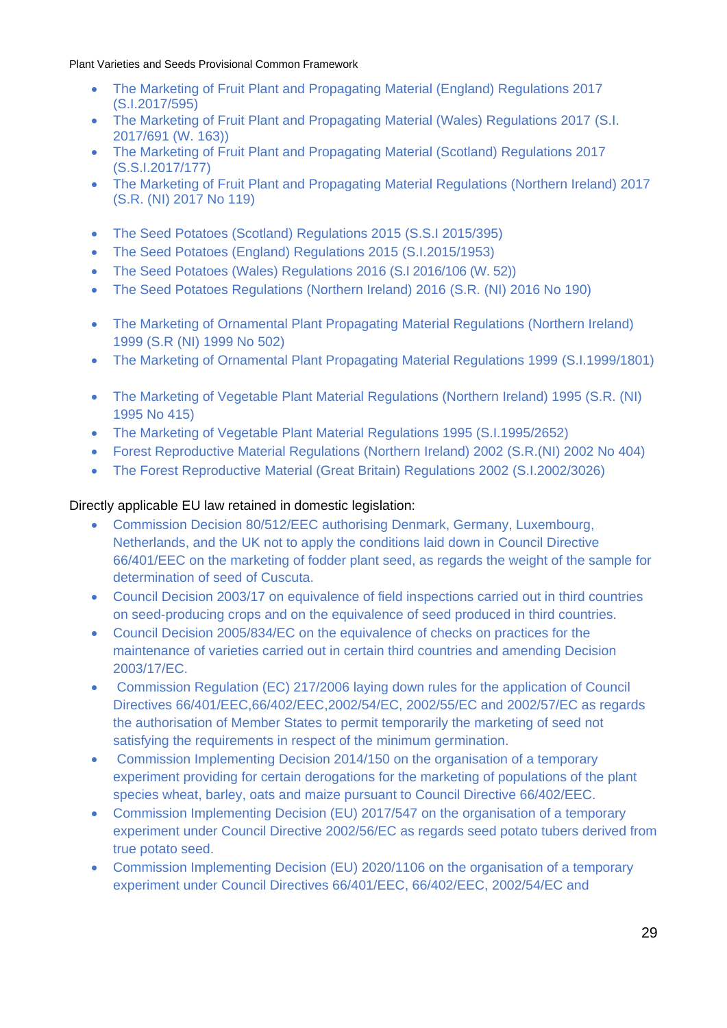- The Marketing of Fruit Plant and Propagating Material (England) Regulations 2017 (S.I.2017/595)
- The Marketing of Fruit Plant and Propagating Material (Wales) Regulations 2017 (S.I. 2017/691 (W. 163))
- The Marketing of Fruit Plant and Propagating Material (Scotland) Regulations 2017 (S.S.I.2017/177)
- The Marketing of Fruit Plant and Propagating Material Regulations (Northern Ireland) 2017 (S.R. (NI) 2017 No 119)

- The Seed Potatoes (Scotland) Regulations 2015 (S.S.I 2015/395)
- The Seed Potatoes (England) Regulations 2015 (S.I.2015/1953)
- The Seed Potatoes (Wales) Regulations 2016 (S.I 2016/106 (W. 52))
- The Seed Potatoes Regulations (Northern Ireland) 2016 (S.R. (NI) 2016 No 190)

- The Marketing of Ornamental Plant Propagating Material Regulations (Northern Ireland) 1999 (S.R (NI) 1999 No 502)
- The Marketing of Ornamental Plant Propagating Material Regulations 1999 (S.I.1999/1801)

- The Marketing of Vegetable Plant Material Regulations (Northern Ireland) 1995 (S.R. (NI) 1995 No 415)
- The Marketing of Vegetable Plant Material Regulations 1995 (S.I.1995/2652)
- Forest Reproductive Material Regulations (Northern Ireland) 2002 (S.R.(NI) 2002 No 404)
- The Forest Reproductive Material (Great Britain) Regulations 2002 (S.I.2002/3026)

Directly applicable EU law retained in domestic legislation:

- Commission Decision 80/512/EEC authorising Denmark, Germany, Luxembourg, Netherlands, and the UK not to apply the conditions laid down in Council Directive 66/401/EEC on the marketing of fodder plant seed, as regards the weight of the sample for determination of seed of Cuscuta.
- Council Decision 2003/17 on equivalence of field inspections carried out in third countries on seed-producing crops and on the equivalence of seed produced in third countries.
- Council Decision 2005/834/EC on the equivalence of checks on practices for the maintenance of varieties carried out in certain third countries and amending Decision 2003/17/EC.
- Commission Regulation (EC) 217/2006 laying down rules for the application of Council Directives 66/401/EEC,66/402/EEC,2002/54/EC, 2002/55/EC and 2002/57/EC as regards the authorisation of Member States to permit temporarily the marketing of seed not satisfying the requirements in respect of the minimum germination.
- Commission Implementing Decision 2014/150 on the organisation of a temporary experiment providing for certain derogations for the marketing of populations of the plant species wheat, barley, oats and maize pursuant to Council Directive 66/402/EEC.
- Commission Implementing Decision (EU) 2017/547 on the organisation of a temporary experiment under Council Directive 2002/56/EC as regards seed potato tubers derived from true potato seed.
- Commission Implementing Decision (EU) 2020/1106 on the organisation of a temporary experiment under Council Directives 66/401/EEC, 66/402/EEC, 2002/54/EC and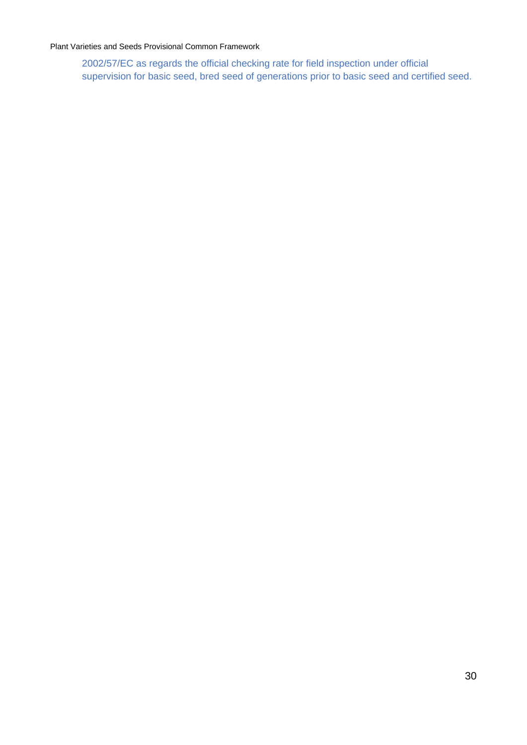2002/57/EC as regards the official checking rate for field inspection under official supervision for basic seed, bred seed of generations prior to basic seed and certified seed.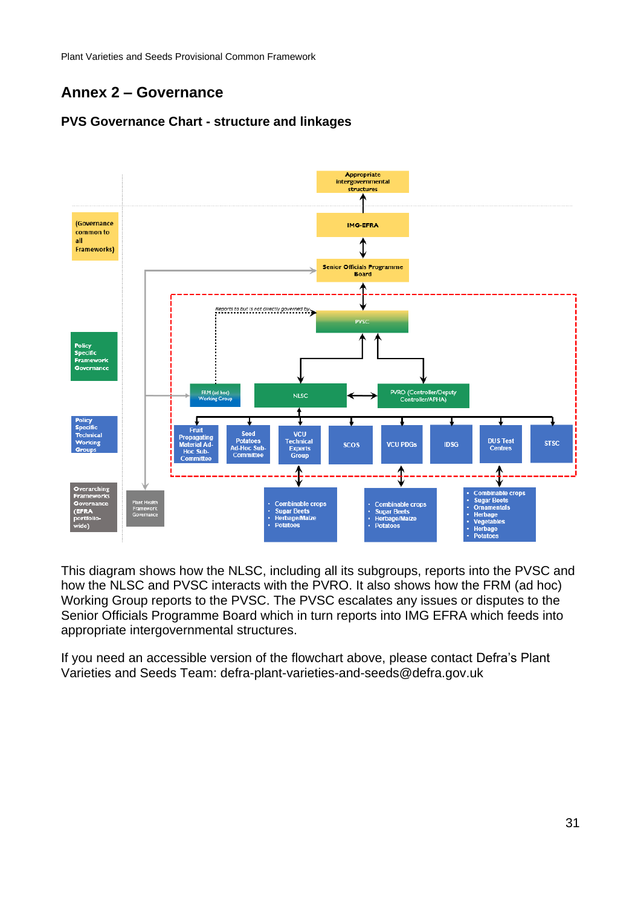# Annex 2 – Governance

## PVS Governance Chart - structure and linkages

Appropriate intergovernmental structures

IMG-EFRA

Senior Officials Programme Board

(Governance common to all Frameworks)

Reports to but is not directly governed by

PVSC

Policy Specific Framework Governance

FRM (ad hoc) Working Group

NLSC

PVRO (Controller/Deputy Controller/APHA)

Policy Specific Technical Working Groups

Fruit Propagating Material Ad-Hoc Sub-Committee

Seed Potatoes Ad-Hoc Sub-Committee

VCU Technical Experts Group

SCOS

VCU PDGs

IDSG

DUS Test Centres

STSC

Overarching Frameworks Governance (EFRA portfolio-wide)

Plant Health Framework Governance

- Combinable crops
- Sugar Beets
- Herbage/Maize
- Potatoes

- Combinable crops
- Sugar Beets
- Herbage/Maize
- Potatoes

- Combinable crops
- Sugar Beets
- Ornamentals
- Herbage
- Vegetables
- Herbage
- Potatoes

This diagram shows how the NLSC, including all its subgroups, reports into the PVSC and how the NLSC and PVSC interacts with the PVRO. It also shows how the FRM (ad hoc) Working Group reports to the PVSC. The PVSC escalates any issues or disputes to the Senior Officials Programme Board which in turn reports into IMG EFRA which feeds into appropriate intergovernmental structures.

If you need an accessible version of the flowchart above, please contact Defra's Plant Varieties and Seeds Team: defra-plant-varieties-and-seeds@defra.gov.uk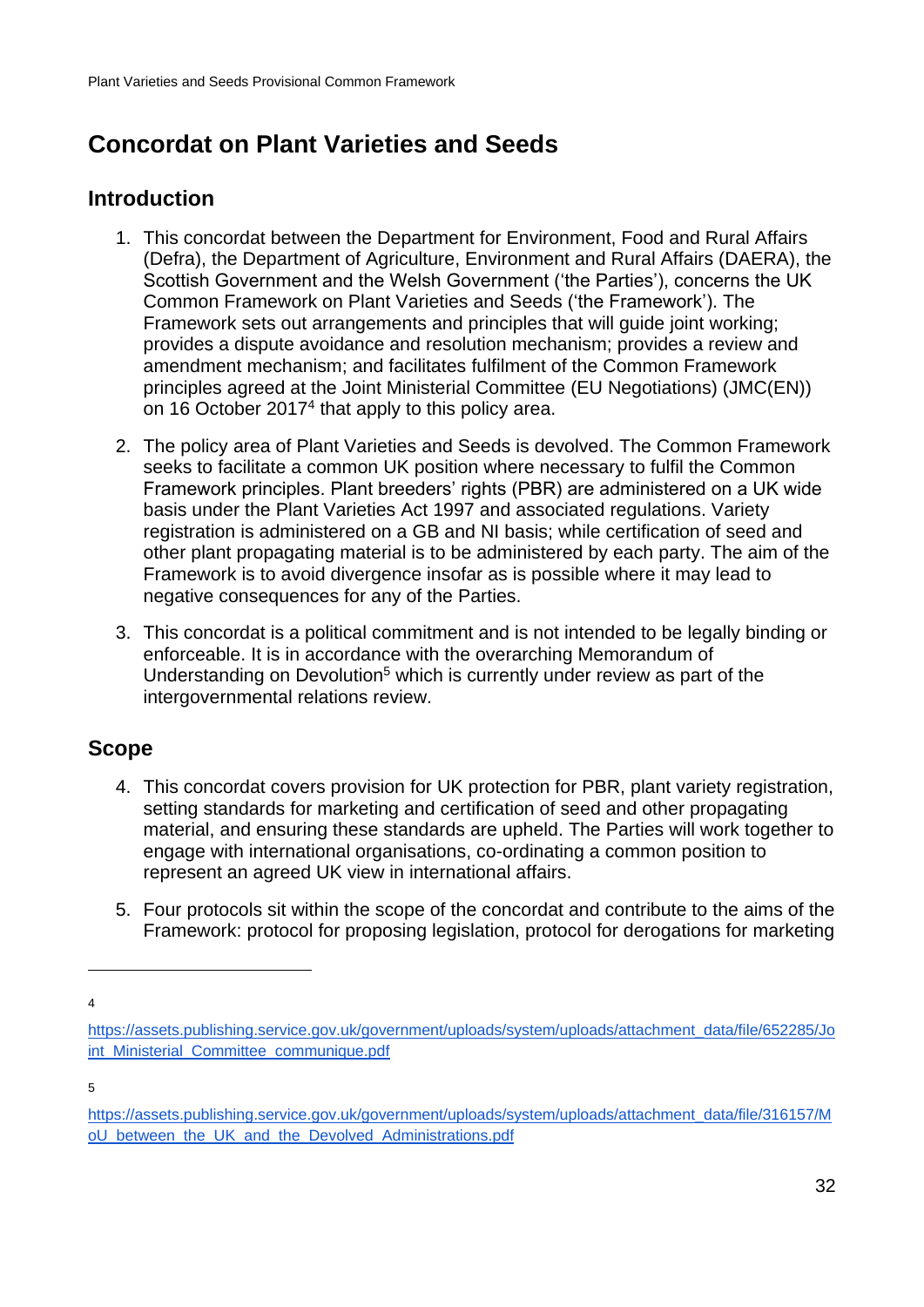# Concordat on Plant Varieties and Seeds

## Introduction

1. This concordat between the Department for Environment, Food and Rural Affairs (Defra), the Department of Agriculture, Environment and Rural Affairs (DAERA), the Scottish Government and the Welsh Government ('the Parties'), concerns the UK Common Framework on Plant Varieties and Seeds ('the Framework'). The Framework sets out arrangements and principles that will guide joint working; provides a dispute avoidance and resolution mechanism; provides a review and amendment mechanism; and facilitates fulfilment of the Common Framework principles agreed at the Joint Ministerial Committee (EU Negotiations) (JMC(EN)) on 16 October 2017[4] that apply to this policy area.

2. The policy area of Plant Varieties and Seeds is devolved. The Common Framework seeks to facilitate a common UK position where necessary to fulfil the Common Framework principles. Plant breeders' rights (PBR) are administered on a UK wide basis under the Plant Varieties Act 1997 and associated regulations. Variety registration is administered on a GB and NI basis; while certification of seed and other plant propagating material is to be administered by each party. The aim of the Framework is to avoid divergence insofar as is possible where it may lead to negative consequences for any of the Parties.

3. This concordat is a political commitment and is not intended to be legally binding or enforceable. It is in accordance with the overarching Memorandum of Understanding on Devolution[5] which is currently under review as part of the intergovernmental relations review.

## Scope

4. This concordat covers provision for UK protection for PBR, plant variety registration, setting standards for marketing and certification of seed and other propagating material, and ensuring these standards are upheld. The Parties will work together to engage with international organisations, co-ordinating a common position to represent an agreed UK view in international affairs.

5. Four protocols sit within the scope of the concordat and contribute to the aims of the Framework: protocol for proposing legislation, protocol for derogations for marketing

---

[4] https://assets.publishing.service.gov.uk/government/uploads/system/uploads/attachment_data/file/652285/Joint_Ministerial_Committee_communique.pdf

[5] https://assets.publishing.service.gov.uk/government/uploads/system/uploads/attachment_data/file/316157/MoU_between_the_UK_and_the_Devolved_Administrations.pdf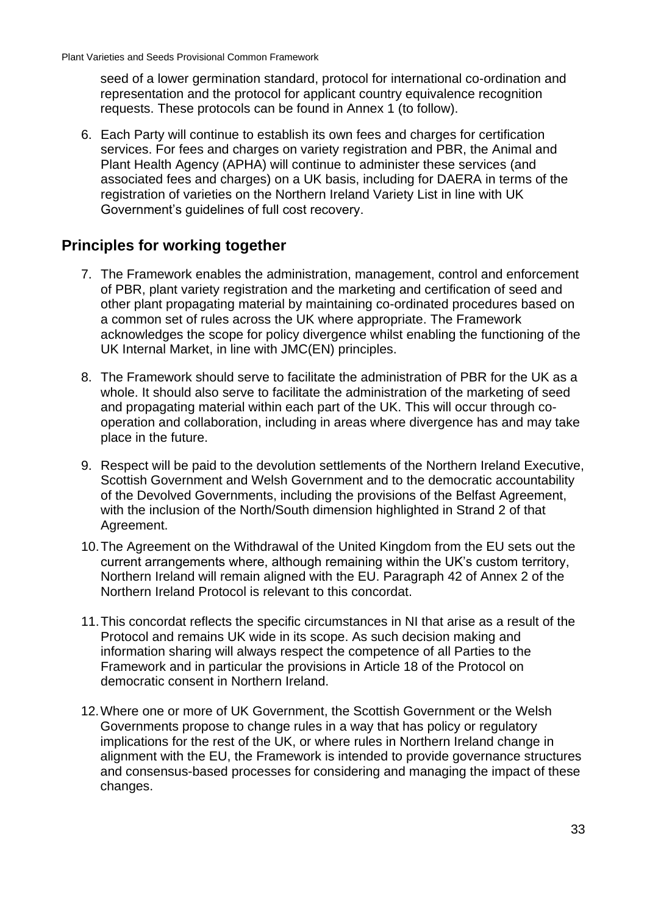seed of a lower germination standard, protocol for international co-ordination and representation and the protocol for applicant country equivalence recognition requests. These protocols can be found in Annex 1 (to follow).

6. Each Party will continue to establish its own fees and charges for certification services. For fees and charges on variety registration and PBR, the Animal and Plant Health Agency (APHA) will continue to administer these services (and associated fees and charges) on a UK basis, including for DAERA in terms of the registration of varieties on the Northern Ireland Variety List in line with UK Government's guidelines of full cost recovery.

## Principles for working together

7. The Framework enables the administration, management, control and enforcement of PBR, plant variety registration and the marketing and certification of seed and other plant propagating material by maintaining co-ordinated procedures based on a common set of rules across the UK where appropriate. The Framework acknowledges the scope for policy divergence whilst enabling the functioning of the UK Internal Market, in line with JMC(EN) principles.

8. The Framework should serve to facilitate the administration of PBR for the UK as a whole. It should also serve to facilitate the administration of the marketing of seed and propagating material within each part of the UK. This will occur through co-operation and collaboration, including in areas where divergence has and may take place in the future.

9. Respect will be paid to the devolution settlements of the Northern Ireland Executive, Scottish Government and Welsh Government and to the democratic accountability of the Devolved Governments, including the provisions of the Belfast Agreement, with the inclusion of the North/South dimension highlighted in Strand 2 of that Agreement.

10. The Agreement on the Withdrawal of the United Kingdom from the EU sets out the current arrangements where, although remaining within the UK's custom territory, Northern Ireland will remain aligned with the EU. Paragraph 42 of Annex 2 of the Northern Ireland Protocol is relevant to this concordat.

11. This concordat reflects the specific circumstances in NI that arise as a result of the Protocol and remains UK wide in its scope. As such decision making and information sharing will always respect the competence of all Parties to the Framework and in particular the provisions in Article 18 of the Protocol on democratic consent in Northern Ireland.

12. Where one or more of UK Government, the Scottish Government or the Welsh Governments propose to change rules in a way that has policy or regulatory implications for the rest of the UK, or where rules in Northern Ireland change in alignment with the EU, the Framework is intended to provide governance structures and consensus-based processes for considering and managing the impact of these changes.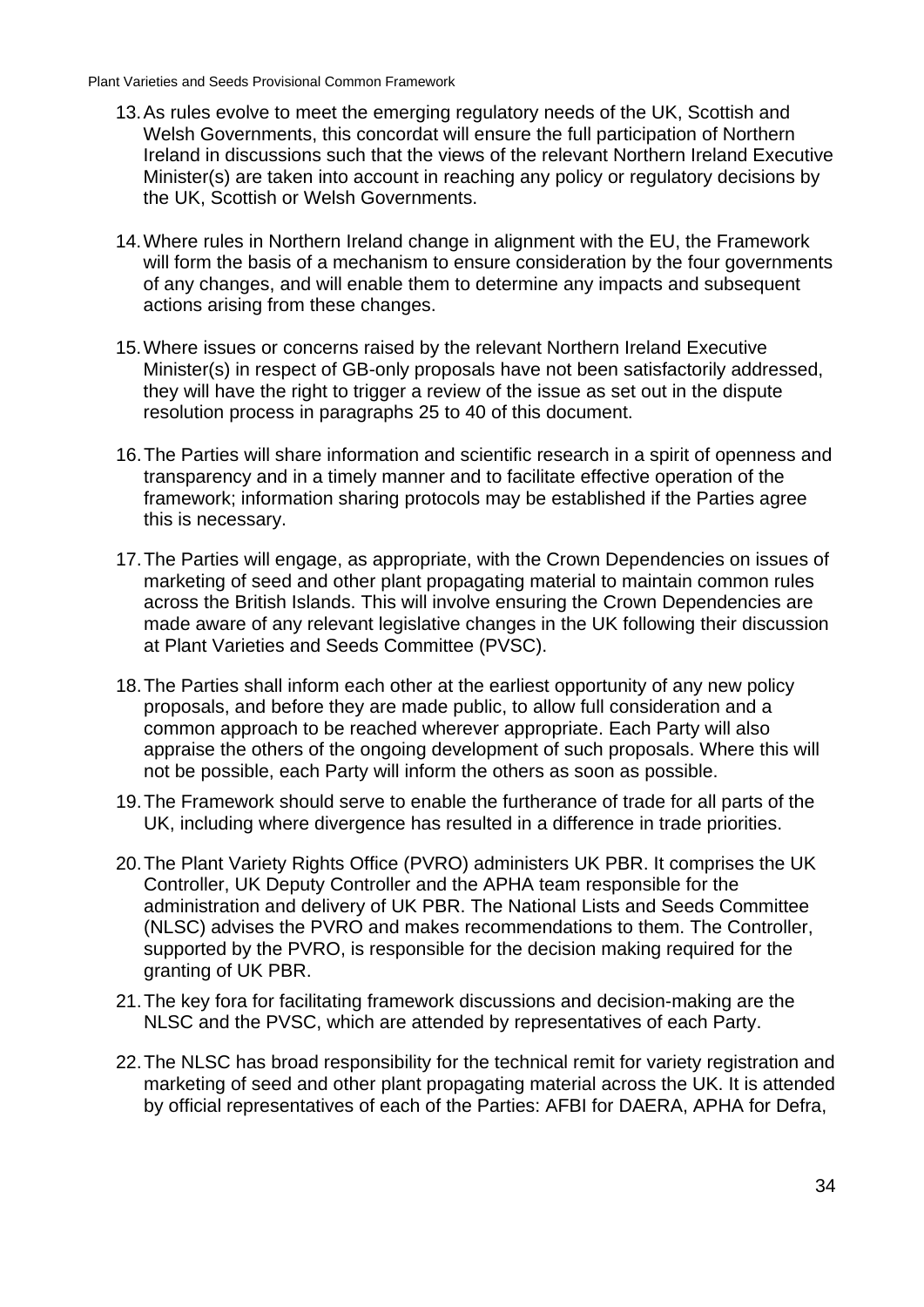13. As rules evolve to meet the emerging regulatory needs of the UK, Scottish and Welsh Governments, this concordat will ensure the full participation of Northern Ireland in discussions such that the views of the relevant Northern Ireland Executive Minister(s) are taken into account in reaching any policy or regulatory decisions by the UK, Scottish or Welsh Governments.

14. Where rules in Northern Ireland change in alignment with the EU, the Framework will form the basis of a mechanism to ensure consideration by the four governments of any changes, and will enable them to determine any impacts and subsequent actions arising from these changes.

15. Where issues or concerns raised by the relevant Northern Ireland Executive Minister(s) in respect of GB-only proposals have not been satisfactorily addressed, they will have the right to trigger a review of the issue as set out in the dispute resolution process in paragraphs 25 to 40 of this document.

16. The Parties will share information and scientific research in a spirit of openness and transparency and in a timely manner and to facilitate effective operation of the framework; information sharing protocols may be established if the Parties agree this is necessary.

17. The Parties will engage, as appropriate, with the Crown Dependencies on issues of marketing of seed and other plant propagating material to maintain common rules across the British Islands. This will involve ensuring the Crown Dependencies are made aware of any relevant legislative changes in the UK following their discussion at Plant Varieties and Seeds Committee (PVSC).

18. The Parties shall inform each other at the earliest opportunity of any new policy proposals, and before they are made public, to allow full consideration and a common approach to be reached wherever appropriate. Each Party will also appraise the others of the ongoing development of such proposals. Where this will not be possible, each Party will inform the others as soon as possible.

19. The Framework should serve to enable the furtherance of trade for all parts of the UK, including where divergence has resulted in a difference in trade priorities.

20. The Plant Variety Rights Office (PVRO) administers UK PBR. It comprises the UK Controller, UK Deputy Controller and the APHA team responsible for the administration and delivery of UK PBR. The National Lists and Seeds Committee (NLSC) advises the PVRO and makes recommendations to them. The Controller, supported by the PVRO, is responsible for the decision making required for the granting of UK PBR.

21. The key fora for facilitating framework discussions and decision-making are the NLSC and the PVSC, which are attended by representatives of each Party.

22. The NLSC has broad responsibility for the technical remit for variety registration and marketing of seed and other plant propagating material across the UK. It is attended by official representatives of each of the Parties: AFBI for DAERA, APHA for Defra,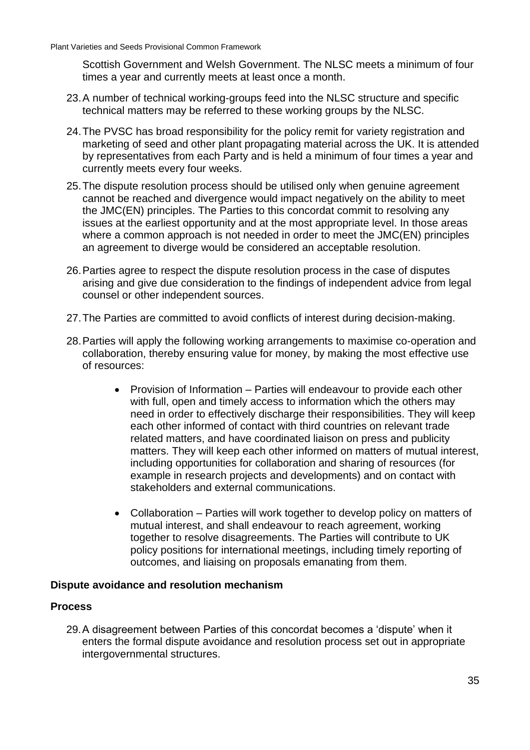Scottish Government and Welsh Government. The NLSC meets a minimum of four times a year and currently meets at least once a month.

23. A number of technical working-groups feed into the NLSC structure and specific technical matters may be referred to these working groups by the NLSC.

24. The PVSC has broad responsibility for the policy remit for variety registration and marketing of seed and other plant propagating material across the UK. It is attended by representatives from each Party and is held a minimum of four times a year and currently meets every four weeks.

25. The dispute resolution process should be utilised only when genuine agreement cannot be reached and divergence would impact negatively on the ability to meet the JMC(EN) principles. The Parties to this concordat commit to resolving any issues at the earliest opportunity and at the most appropriate level. In those areas where a common approach is not needed in order to meet the JMC(EN) principles an agreement to diverge would be considered an acceptable resolution.

26. Parties agree to respect the dispute resolution process in the case of disputes arising and give due consideration to the findings of independent advice from legal counsel or other independent sources.

27. The Parties are committed to avoid conflicts of interest during decision-making.

28. Parties will apply the following working arrangements to maximise co-operation and collaboration, thereby ensuring value for money, by making the most effective use of resources:

    - Provision of Information – Parties will endeavour to provide each other with full, open and timely access to information which the others may need in order to effectively discharge their responsibilities. They will keep each other informed of contact with third countries on relevant trade related matters, and have coordinated liaison on press and publicity matters. They will keep each other informed on matters of mutual interest, including opportunities for collaboration and sharing of resources (for example in research projects and developments) and on contact with stakeholders and external communications.

    - Collaboration – Parties will work together to develop policy on matters of mutual interest, and shall endeavour to reach agreement, working together to resolve disagreements. The Parties will contribute to UK policy positions for international meetings, including timely reporting of outcomes, and liaising on proposals emanating from them.

**Dispute avoidance and resolution mechanism**

**Process**

29. A disagreement between Parties of this concordat becomes a 'dispute' when it enters the formal dispute avoidance and resolution process set out in appropriate intergovernmental structures.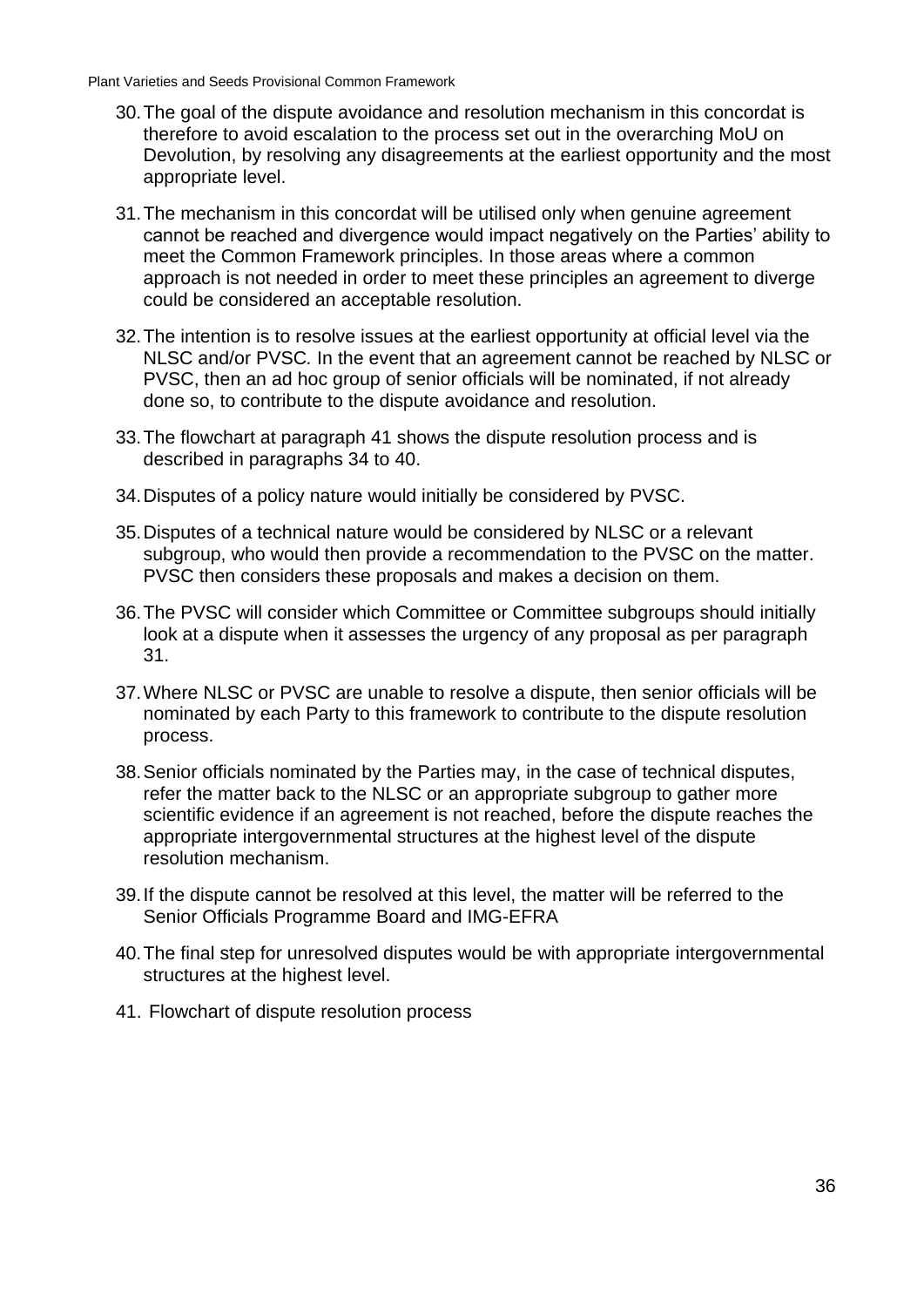30. The goal of the dispute avoidance and resolution mechanism in this concordat is therefore to avoid escalation to the process set out in the overarching MoU on Devolution, by resolving any disagreements at the earliest opportunity and the most appropriate level.

31. The mechanism in this concordat will be utilised only when genuine agreement cannot be reached and divergence would impact negatively on the Parties' ability to meet the Common Framework principles. In those areas where a common approach is not needed in order to meet these principles an agreement to diverge could be considered an acceptable resolution.

32. The intention is to resolve issues at the earliest opportunity at official level via the NLSC and/or PVSC. In the event that an agreement cannot be reached by NLSC or PVSC, then an ad hoc group of senior officials will be nominated, if not already done so, to contribute to the dispute avoidance and resolution.

33. The flowchart at paragraph 41 shows the dispute resolution process and is described in paragraphs 34 to 40.

34. Disputes of a policy nature would initially be considered by PVSC.

35. Disputes of a technical nature would be considered by NLSC or a relevant subgroup, who would then provide a recommendation to the PVSC on the matter. PVSC then considers these proposals and makes a decision on them.

36. The PVSC will consider which Committee or Committee subgroups should initially look at a dispute when it assesses the urgency of any proposal as per paragraph 31.

37. Where NLSC or PVSC are unable to resolve a dispute, then senior officials will be nominated by each Party to this framework to contribute to the dispute resolution process.

38. Senior officials nominated by the Parties may, in the case of technical disputes, refer the matter back to the NLSC or an appropriate subgroup to gather more scientific evidence if an agreement is not reached, before the dispute reaches the appropriate intergovernmental structures at the highest level of the dispute resolution mechanism.

39. If the dispute cannot be resolved at this level, the matter will be referred to the Senior Officials Programme Board and IMG-EFRA

40. The final step for unresolved disputes would be with appropriate intergovernmental structures at the highest level.

41. Flowchart of dispute resolution process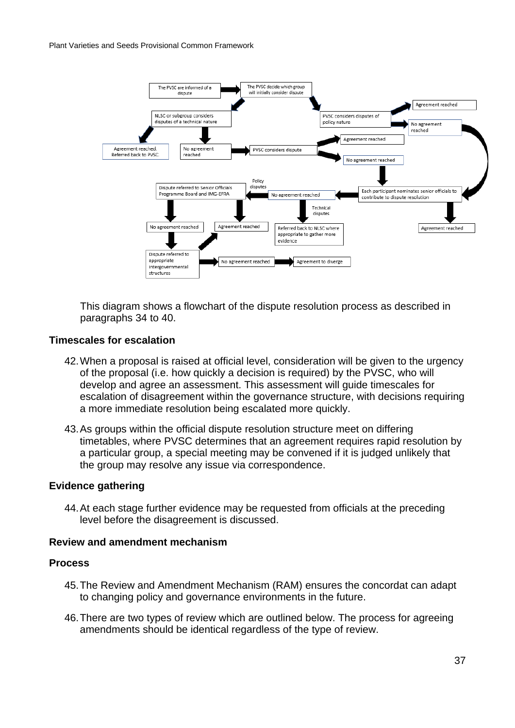The PVSC are informed of a dispute

The PVSC decide which group will initially consider dispute

NLSC or subgroup considers disputes of a technical nature

PVSC considers disputes of policy nature

Agreement reached

No agreement reached

Agreement reached. Referred back to PVSC.

No agreement reached

PVSC considers dispute

Agreement reached

No agreement reached

Policy disputes

Dispute referred to Senior Officials Programme Board and IMG-EFRA

No agreement reached

Each participant nominates senior officials to contribute to dispute resolution

Technical disputes

No agreement reached

Agreement reached

Referred back to NLSC where appropriate to gather more evidence

Agreement reached

Dispute referred to appropriate intergovernmental structures

No agreement reached

Agreement to diverge

This diagram shows a flowchart of the dispute resolution process as described in paragraphs 34 to 40.

### Timescales for escalation

42. When a proposal is raised at official level, consideration will be given to the urgency of the proposal (i.e. how quickly a decision is required) by the PVSC, who will develop and agree an assessment. This assessment will guide timescales for escalation of disagreement within the governance structure, with decisions requiring a more immediate resolution being escalated more quickly.

43. As groups within the official dispute resolution structure meet on differing timetables, where PVSC determines that an agreement requires rapid resolution by a particular group, a special meeting may be convened if it is judged unlikely that the group may resolve any issue via correspondence.

### Evidence gathering

44. At each stage further evidence may be requested from officials at the preceding level before the disagreement is discussed.

### Review and amendment mechanism

### Process

45. The Review and Amendment Mechanism (RAM) ensures the concordat can adapt to changing policy and governance environments in the future.

46. There are two types of review which are outlined below. The process for agreeing amendments should be identical regardless of the type of review.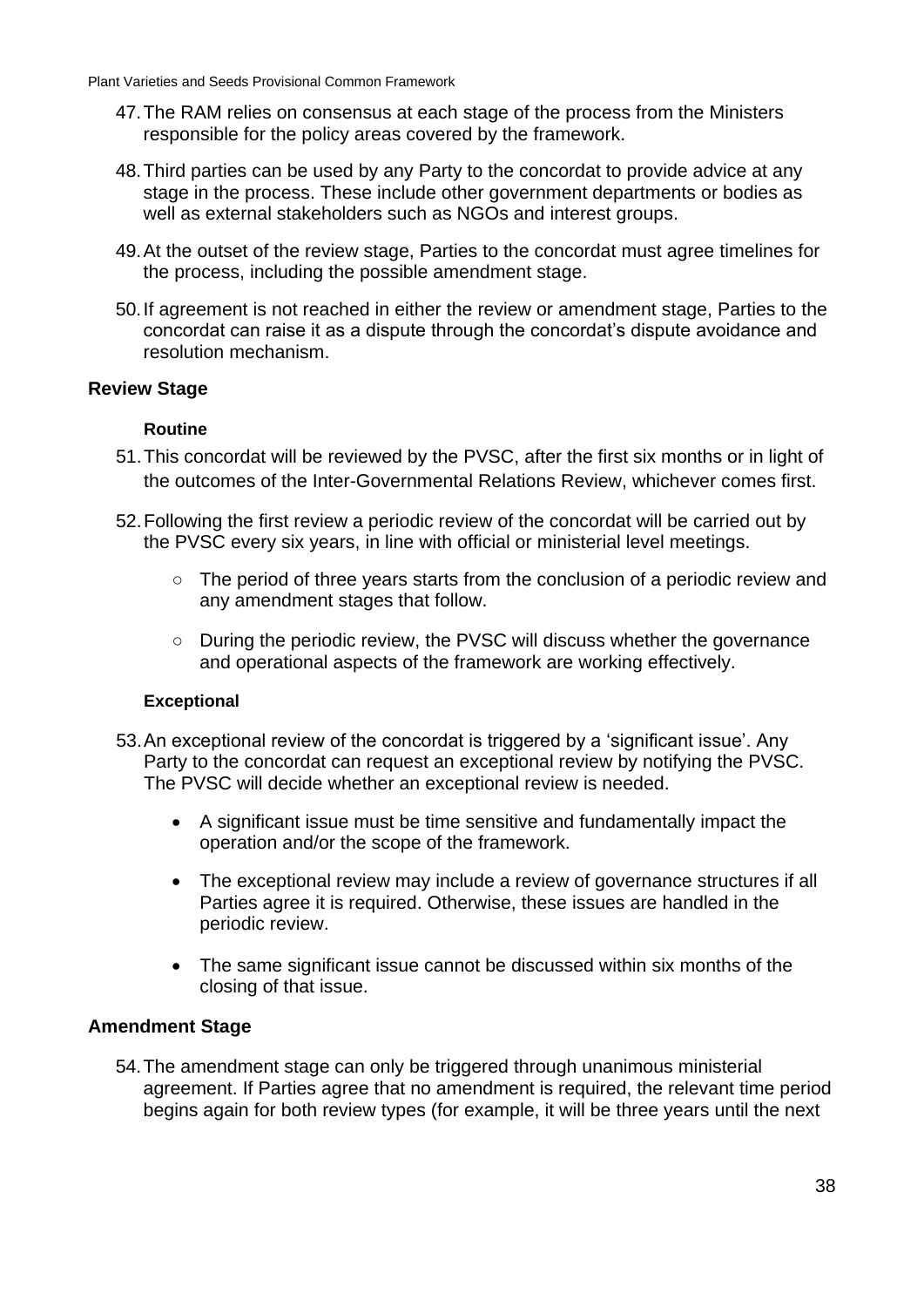47. The RAM relies on consensus at each stage of the process from the Ministers responsible for the policy areas covered by the framework.

48. Third parties can be used by any Party to the concordat to provide advice at any stage in the process. These include other government departments or bodies as well as external stakeholders such as NGOs and interest groups.

49. At the outset of the review stage, Parties to the concordat must agree timelines for the process, including the possible amendment stage.

50. If agreement is not reached in either the review or amendment stage, Parties to the concordat can raise it as a dispute through the concordat's dispute avoidance and resolution mechanism.

### Review Stage

#### Routine

51. This concordat will be reviewed by the PVSC, after the first six months or in light of the outcomes of the Inter-Governmental Relations Review, whichever comes first.

52. Following the first review a periodic review of the concordat will be carried out by the PVSC every six years, in line with official or ministerial level meetings.

    - The period of three years starts from the conclusion of a periodic review and any amendment stages that follow.
    - During the periodic review, the PVSC will discuss whether the governance and operational aspects of the framework are working effectively.

#### Exceptional

53. An exceptional review of the concordat is triggered by a 'significant issue'. Any Party to the concordat can request an exceptional review by notifying the PVSC. The PVSC will decide whether an exceptional review is needed.

    - A significant issue must be time sensitive and fundamentally impact the operation and/or the scope of the framework.
    - The exceptional review may include a review of governance structures if all Parties agree it is required. Otherwise, these issues are handled in the periodic review.
    - The same significant issue cannot be discussed within six months of the closing of that issue.

### Amendment Stage

54. The amendment stage can only be triggered through unanimous ministerial agreement. If Parties agree that no amendment is required, the relevant time period begins again for both review types (for example, it will be three years until the next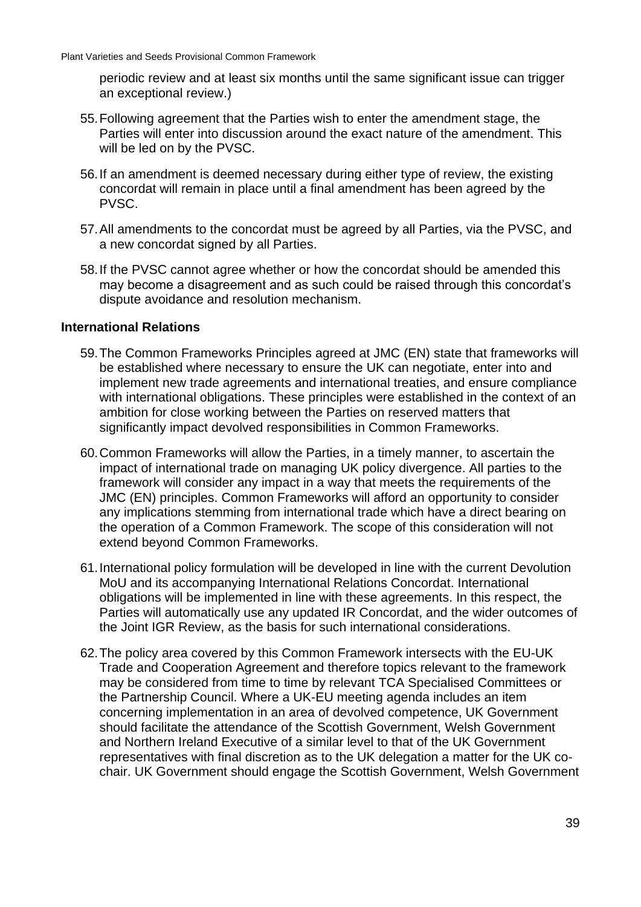periodic review and at least six months until the same significant issue can trigger an exceptional review.)

55. Following agreement that the Parties wish to enter the amendment stage, the Parties will enter into discussion around the exact nature of the amendment. This will be led on by the PVSC.

56. If an amendment is deemed necessary during either type of review, the existing concordat will remain in place until a final amendment has been agreed by the PVSC.

57. All amendments to the concordat must be agreed by all Parties, via the PVSC, and a new concordat signed by all Parties.

58. If the PVSC cannot agree whether or how the concordat should be amended this may become a disagreement and as such could be raised through this concordat's dispute avoidance and resolution mechanism.

**International Relations**

59. The Common Frameworks Principles agreed at JMC (EN) state that frameworks will be established where necessary to ensure the UK can negotiate, enter into and implement new trade agreements and international treaties, and ensure compliance with international obligations. These principles were established in the context of an ambition for close working between the Parties on reserved matters that significantly impact devolved responsibilities in Common Frameworks.

60. Common Frameworks will allow the Parties, in a timely manner, to ascertain the impact of international trade on managing UK policy divergence. All parties to the framework will consider any impact in a way that meets the requirements of the JMC (EN) principles. Common Frameworks will afford an opportunity to consider any implications stemming from international trade which have a direct bearing on the operation of a Common Framework. The scope of this consideration will not extend beyond Common Frameworks.

61. International policy formulation will be developed in line with the current Devolution MoU and its accompanying International Relations Concordat. International obligations will be implemented in line with these agreements. In this respect, the Parties will automatically use any updated IR Concordat, and the wider outcomes of the Joint IGR Review, as the basis for such international considerations.

62. The policy area covered by this Common Framework intersects with the EU-UK Trade and Cooperation Agreement and therefore topics relevant to the framework may be considered from time to time by relevant TCA Specialised Committees or the Partnership Council. Where a UK-EU meeting agenda includes an item concerning implementation in an area of devolved competence, UK Government should facilitate the attendance of the Scottish Government, Welsh Government and Northern Ireland Executive of a similar level to that of the UK Government representatives with final discretion as to the UK delegation a matter for the UK co-chair. UK Government should engage the Scottish Government, Welsh Government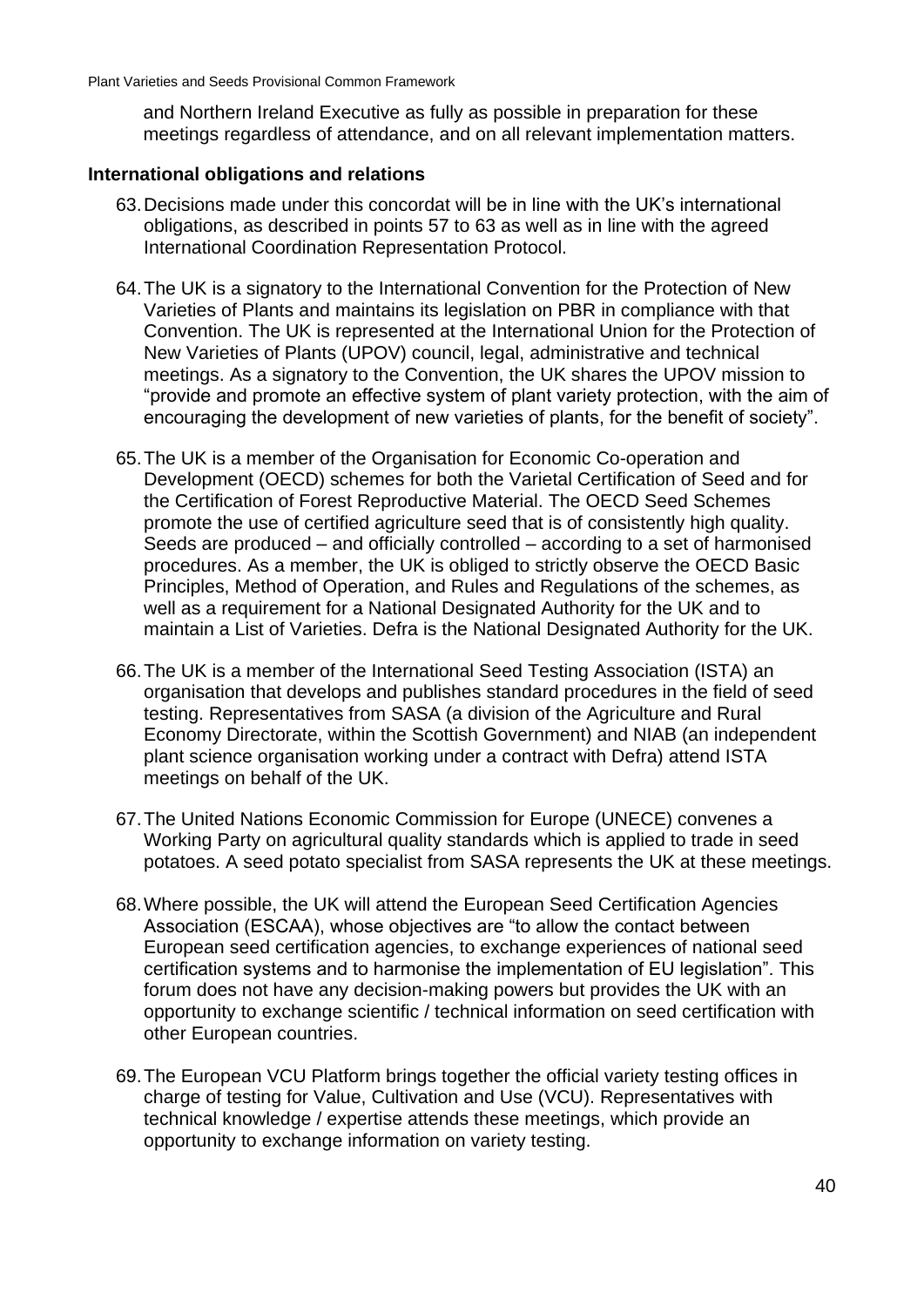and Northern Ireland Executive as fully as possible in preparation for these meetings regardless of attendance, and on all relevant implementation matters.

### International obligations and relations

63. Decisions made under this concordat will be in line with the UK's international obligations, as described in points 57 to 63 as well as in line with the agreed International Coordination Representation Protocol.

64. The UK is a signatory to the International Convention for the Protection of New Varieties of Plants and maintains its legislation on PBR in compliance with that Convention. The UK is represented at the International Union for the Protection of New Varieties of Plants (UPOV) council, legal, administrative and technical meetings. As a signatory to the Convention, the UK shares the UPOV mission to "provide and promote an effective system of plant variety protection, with the aim of encouraging the development of new varieties of plants, for the benefit of society".

65. The UK is a member of the Organisation for Economic Co-operation and Development (OECD) schemes for both the Varietal Certification of Seed and for the Certification of Forest Reproductive Material. The OECD Seed Schemes promote the use of certified agriculture seed that is of consistently high quality. Seeds are produced – and officially controlled – according to a set of harmonised procedures. As a member, the UK is obliged to strictly observe the OECD Basic Principles, Method of Operation, and Rules and Regulations of the schemes, as well as a requirement for a National Designated Authority for the UK and to maintain a List of Varieties. Defra is the National Designated Authority for the UK.

66. The UK is a member of the International Seed Testing Association (ISTA) an organisation that develops and publishes standard procedures in the field of seed testing. Representatives from SASA (a division of the Agriculture and Rural Economy Directorate, within the Scottish Government) and NIAB (an independent plant science organisation working under a contract with Defra) attend ISTA meetings on behalf of the UK.

67. The United Nations Economic Commission for Europe (UNECE) convenes a Working Party on agricultural quality standards which is applied to trade in seed potatoes. A seed potato specialist from SASA represents the UK at these meetings.

68. Where possible, the UK will attend the European Seed Certification Agencies Association (ESCAA), whose objectives are "to allow the contact between European seed certification agencies, to exchange experiences of national seed certification systems and to harmonise the implementation of EU legislation". This forum does not have any decision-making powers but provides the UK with an opportunity to exchange scientific / technical information on seed certification with other European countries.

69. The European VCU Platform brings together the official variety testing offices in charge of testing for Value, Cultivation and Use (VCU). Representatives with technical knowledge / expertise attends these meetings, which provide an opportunity to exchange information on variety testing.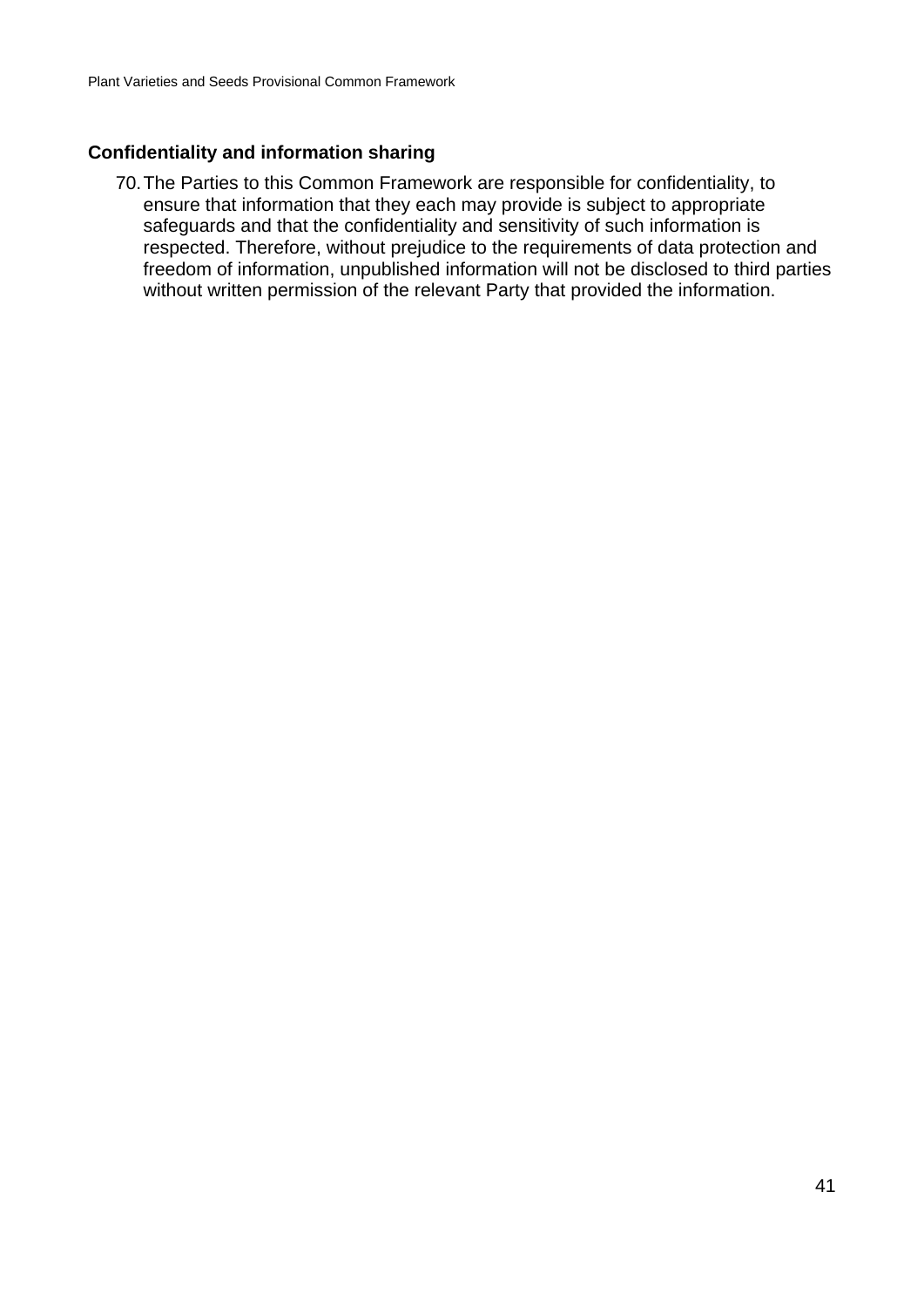### Confidentiality and information sharing

70. The Parties to this Common Framework are responsible for confidentiality, to ensure that information that they each may provide is subject to appropriate safeguards and that the confidentiality and sensitivity of such information is respected. Therefore, without prejudice to the requirements of data protection and freedom of information, unpublished information will not be disclosed to third parties without written permission of the relevant Party that provided the information.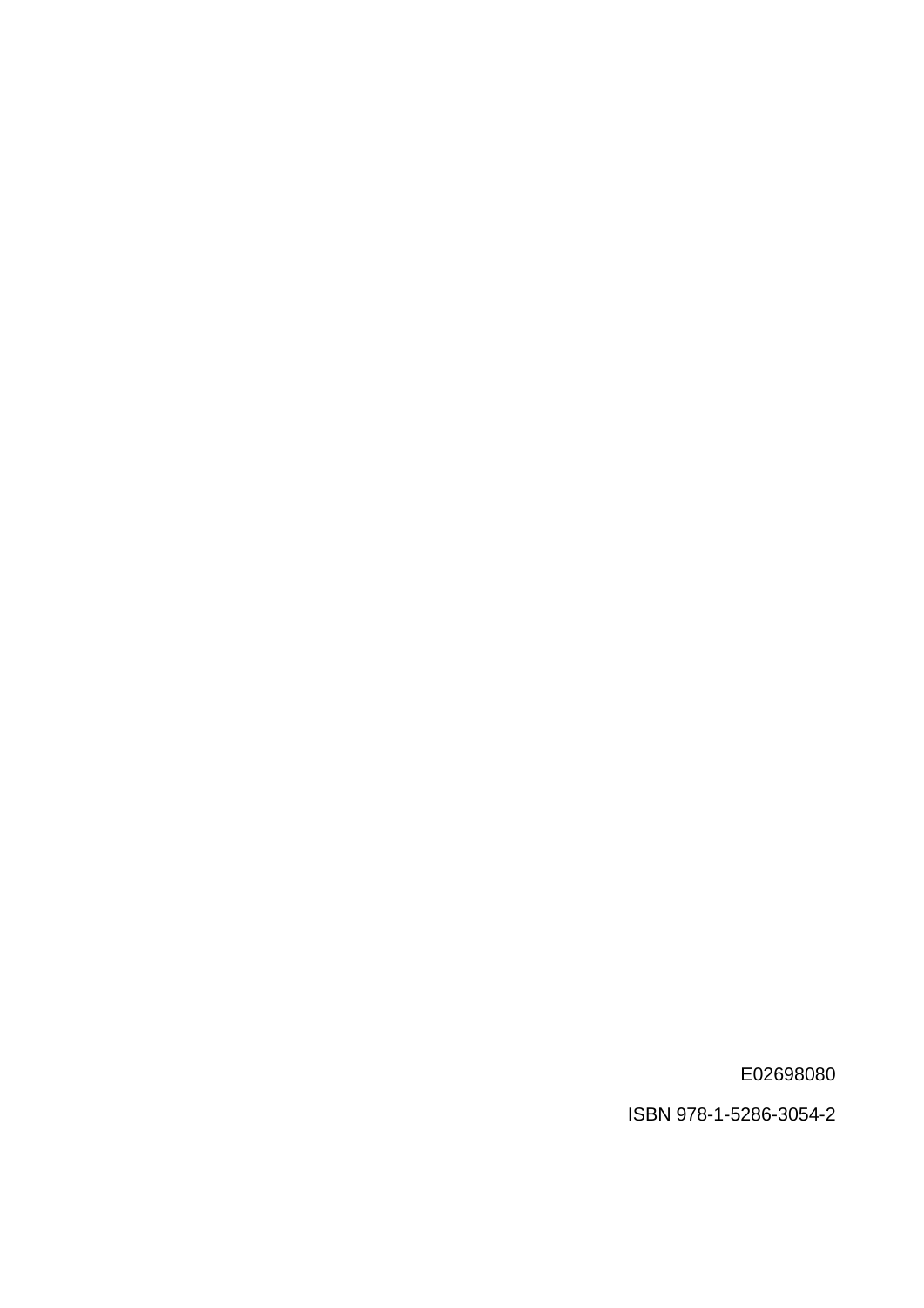E02698080

ISBN 978-1-5286-3054-2